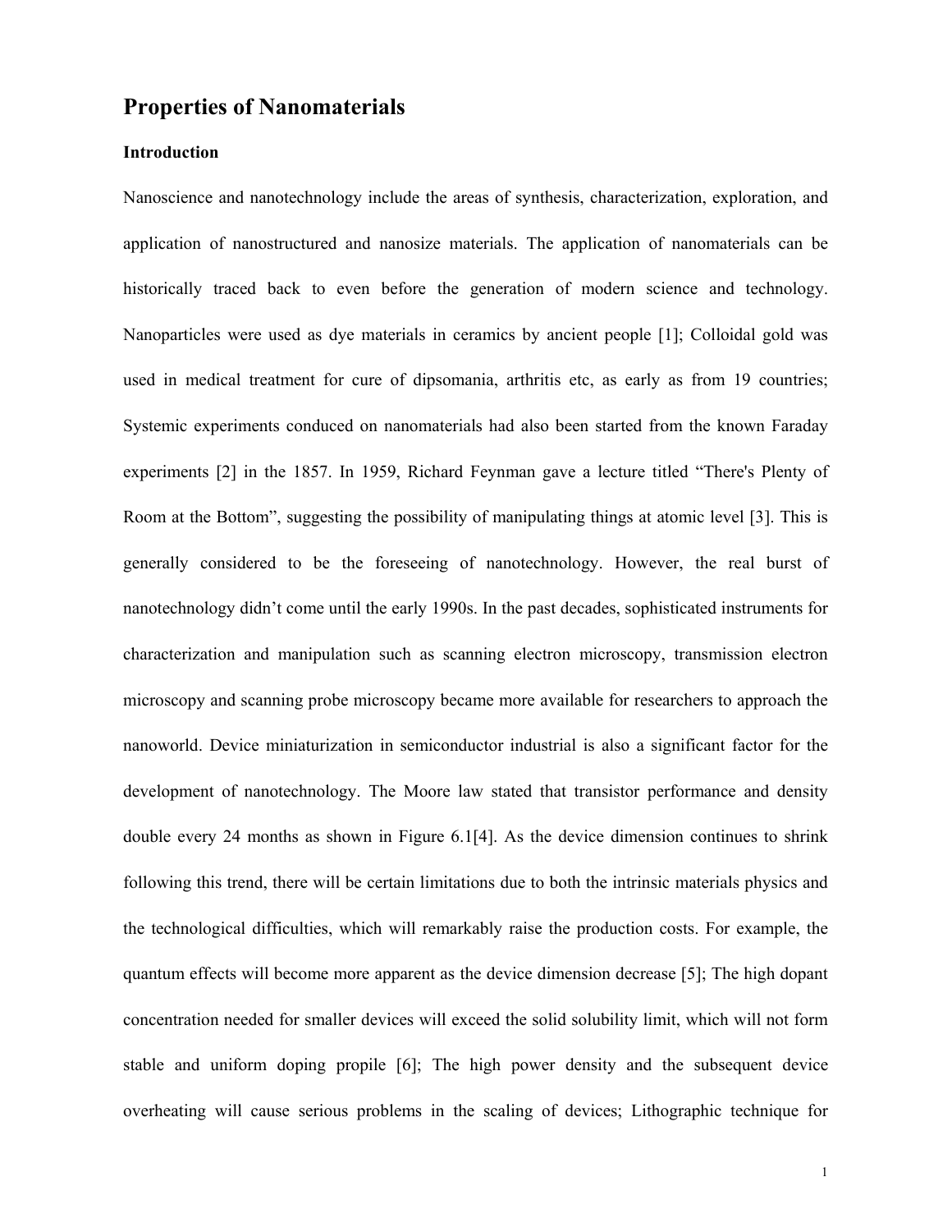# Properties of Nanomaterials

## Introduction

Nanoscience and nanotechnology include the areas of synthesis, characterization, exploration, and application of nanostructured and nanosize materials. The application of nanomaterials can be historically traced back to even before the generation of modern science and technology. Nanoparticles were used as dye materials in ceramics by ancient people [1]; Colloidal gold was used in medical treatment for cure of dipsomania, arthritis etc, as early as from 19 countries; Systemic experiments conduced on nanomaterials had also been started from the known Faraday experiments [2] in the 1857. In 1959, Richard Feynman gave a lecture titled "There's Plenty of Room at the Bottom", suggesting the possibility of manipulating things at atomic level [3]. This is generally considered to be the foreseeing of nanotechnology. However, the real burst of nanotechnology didn't come until the early 1990s. In the past decades, sophisticated instruments for characterization and manipulation such as scanning electron microscopy, transmission electron microscopy and scanning probe microscopy became more available for researchers to approach the nanoworld. Device miniaturization in semiconductor industrial is also a significant factor for the development of nanotechnology. The Moore law stated that transistor performance and density double every 24 months as shown in Figure 6.1[4]. As the device dimension continues to shrink following this trend, there will be certain limitations due to both the intrinsic materials physics and the technological difficulties, which will remarkably raise the production costs. For example, the quantum effects will become more apparent as the device dimension decrease [5]; The high dopant concentration needed for smaller devices will exceed the solid solubility limit, which will not form stable and uniform doping propile [6]; The high power density and the subsequent device overheating will cause serious problems in the scaling of devices; Lithographic technique for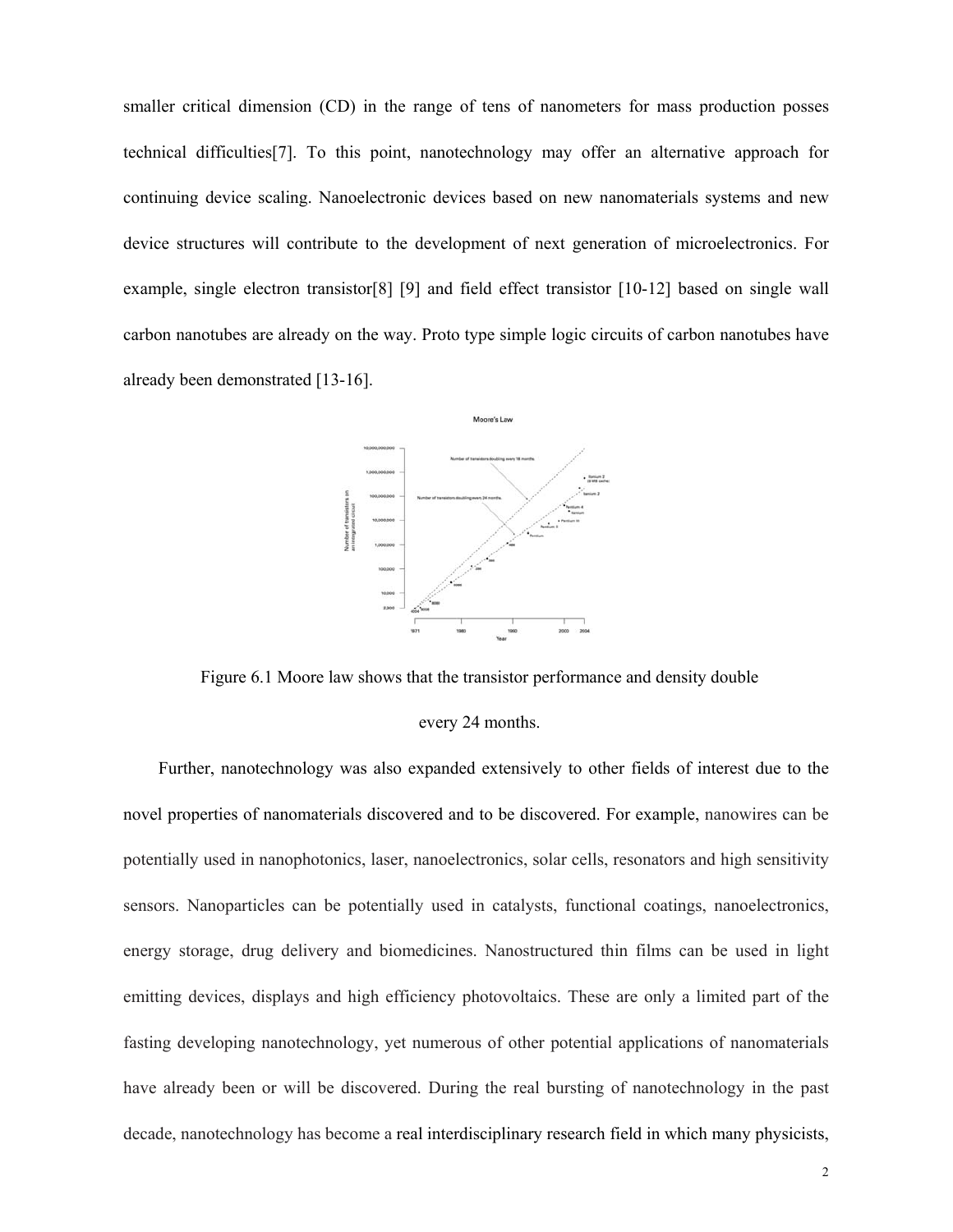smaller critical dimension (CD) in the range of tens of nanometers for mass production posses technical difficulties[7]. To this point, nanotechnology may offer an alternative approach for continuing device scaling. Nanoelectronic devices based on new nanomaterials systems and new device structures will contribute to the development of next generation of microelectronics. For example, single electron transistor[8] [9] and field effect transistor [10-12] based on single wall carbon nanotubes are already on the way. Proto type simple logic circuits of carbon nanotubes have already been demonstrated [13-16].

Figure 6.1 Moore law shows that the transistor performance and density double every 24 months.

Further, nanotechnology was also expanded extensively to other fields of interest due to the novel properties of nanomaterials discovered and to be discovered. For example, nanowires can be potentially used in nanophotonics, laser, nanoelectronics, solar cells, resonators and high sensitivity sensors. Nanoparticles can be potentially used in catalysts, functional coatings, nanoelectronics, energy storage, drug delivery and biomedicines. Nanostructured thin films can be used in light emitting devices, displays and high efficiency photovoltaics. These are only a limited part of the fasting developing nanotechnology, yet numerous of other potential applications of nanomaterials have already been or will be discovered. During the real bursting of nanotechnology in the past decade, nanotechnology has become a real interdisciplinary research field in which many physicists,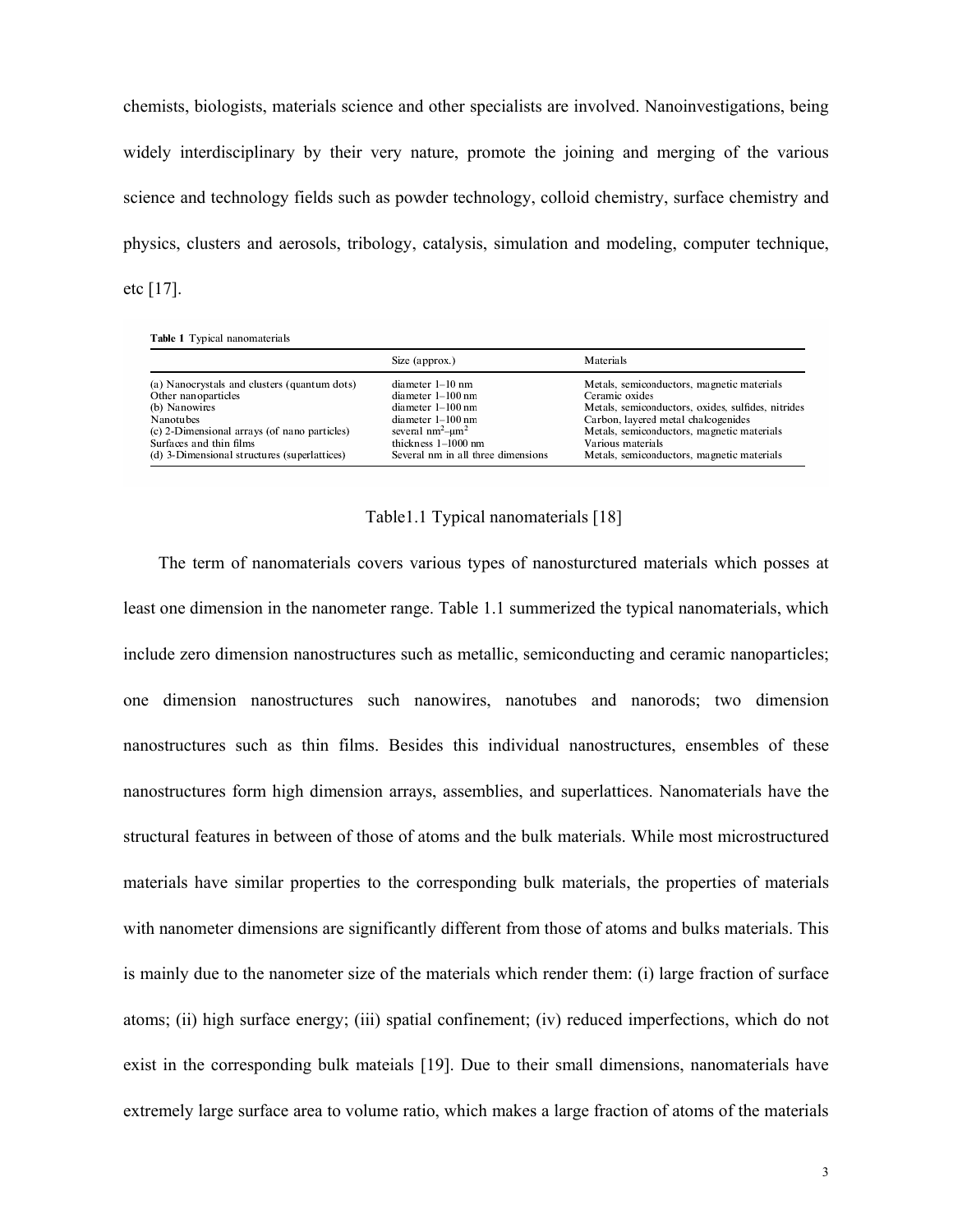chemists, biologists, materials science and other specialists are involved. Nanoinvestigations, being widely interdisciplinary by their very nature, promote the joining and merging of the various science and technology fields such as powder technology, colloid chemistry, surface chemistry and physics, clusters and aerosols, tribology, catalysis, simulation and modeling, computer technique, etc [17].

**Table 1** Typical nanomaterials

| | Size (approx.) | Materials |
|---|---|---|
| (a) Nanocrystals and clusters (quantum dots) | diameter 1–10 nm | Metals, semiconductors, magnetic materials |
| Other nanoparticles | diameter 1–100 nm | Ceramic oxides |
| (b) Nanowires | diameter 1–100 nm | Metals, semiconductors, oxides, sulfides, nitrides |
| Nanotubes | diameter 1–100 nm | Carbon, layered metal chalcogenides |
| (c) 2-Dimensional arrays (of nano particles) | several $nm^2$–$\mu m^2$ | Metals, semiconductors, magnetic materials |
| Surfaces and thin films | thickness 1–1000 nm | Various materials |
| (d) 3-Dimensional structures (superlattices) | Several nm in all three dimensions | Metals, semiconductors, magnetic materials |

Table1.1 Typical nanomaterials [18]

The term of nanomaterials covers various types of nanosturctured materials which posses at least one dimension in the nanometer range. Table 1.1 summerized the typical nanomaterials, which include zero dimension nanostructures such as metallic, semiconducting and ceramic nanoparticles; one dimension nanostructures such nanowires, nanotubes and nanorods; two dimension nanostructures such as thin films. Besides this individual nanostructures, ensembles of these nanostructures form high dimension arrays, assemblies, and superlattices. Nanomaterials have the structural features in between of those of atoms and the bulk materials. While most microstructured materials have similar properties to the corresponding bulk materials, the properties of materials with nanometer dimensions are significantly different from those of atoms and bulks materials. This is mainly due to the nanometer size of the materials which render them: (i) large fraction of surface atoms; (ii) high surface energy; (iii) spatial confinement; (iv) reduced imperfections, which do not exist in the corresponding bulk mateials [19]. Due to their small dimensions, nanomaterials have extremely large surface area to volume ratio, which makes a large fraction of atoms of the materials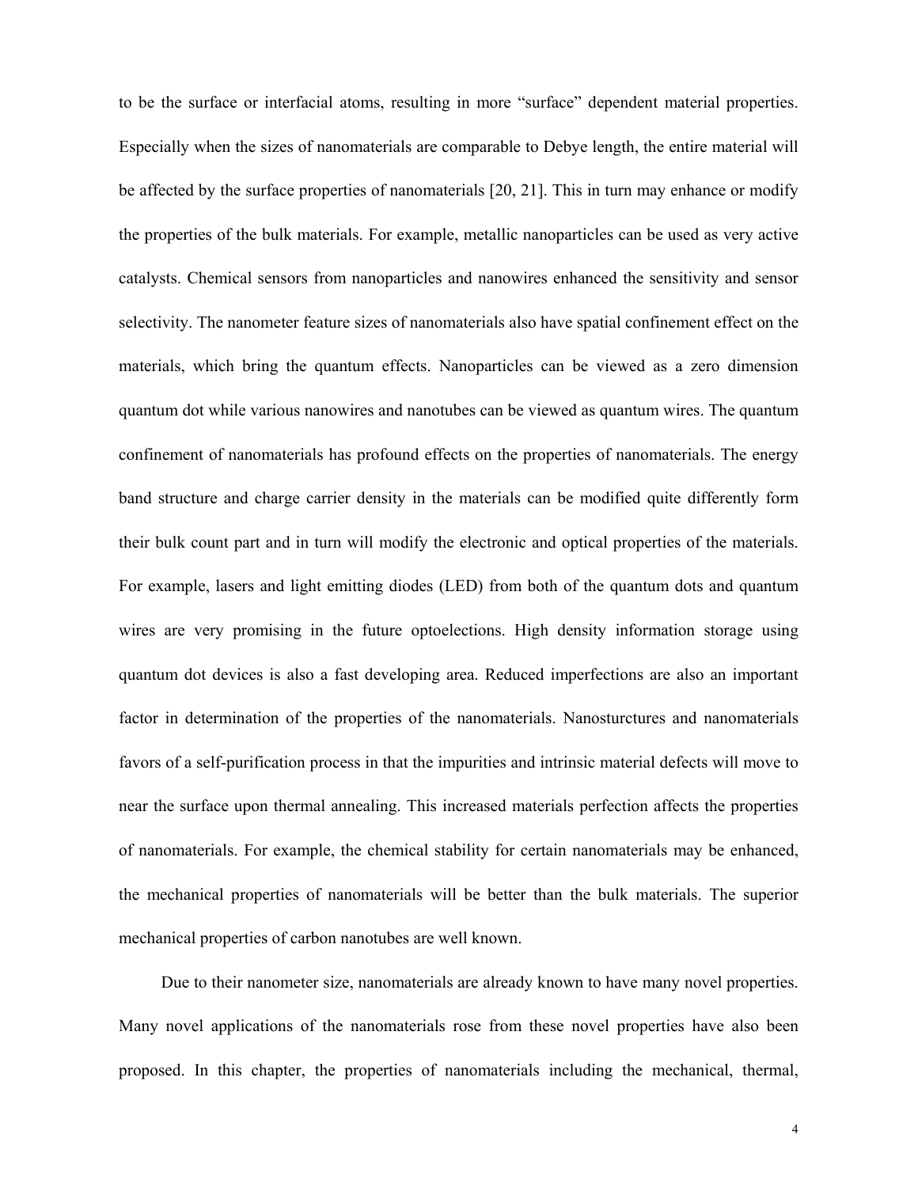to be the surface or interfacial atoms, resulting in more "surface" dependent material properties. Especially when the sizes of nanomaterials are comparable to Debye length, the entire material will be affected by the surface properties of nanomaterials [20, 21]. This in turn may enhance or modify the properties of the bulk materials. For example, metallic nanoparticles can be used as very active catalysts. Chemical sensors from nanoparticles and nanowires enhanced the sensitivity and sensor selectivity. The nanometer feature sizes of nanomaterials also have spatial confinement effect on the materials, which bring the quantum effects. Nanoparticles can be viewed as a zero dimension quantum dot while various nanowires and nanotubes can be viewed as quantum wires. The quantum confinement of nanomaterials has profound effects on the properties of nanomaterials. The energy band structure and charge carrier density in the materials can be modified quite differently form their bulk count part and in turn will modify the electronic and optical properties of the materials. For example, lasers and light emitting diodes (LED) from both of the quantum dots and quantum wires are very promising in the future optoelections. High density information storage using quantum dot devices is also a fast developing area. Reduced imperfections are also an important factor in determination of the properties of the nanomaterials. Nanosturctures and nanomaterials favors of a self-purification process in that the impurities and intrinsic material defects will move to near the surface upon thermal annealing. This increased materials perfection affects the properties of nanomaterials. For example, the chemical stability for certain nanomaterials may be enhanced, the mechanical properties of nanomaterials will be better than the bulk materials. The superior mechanical properties of carbon nanotubes are well known.

Due to their nanometer size, nanomaterials are already known to have many novel properties. Many novel applications of the nanomaterials rose from these novel properties have also been proposed. In this chapter, the properties of nanomaterials including the mechanical, thermal,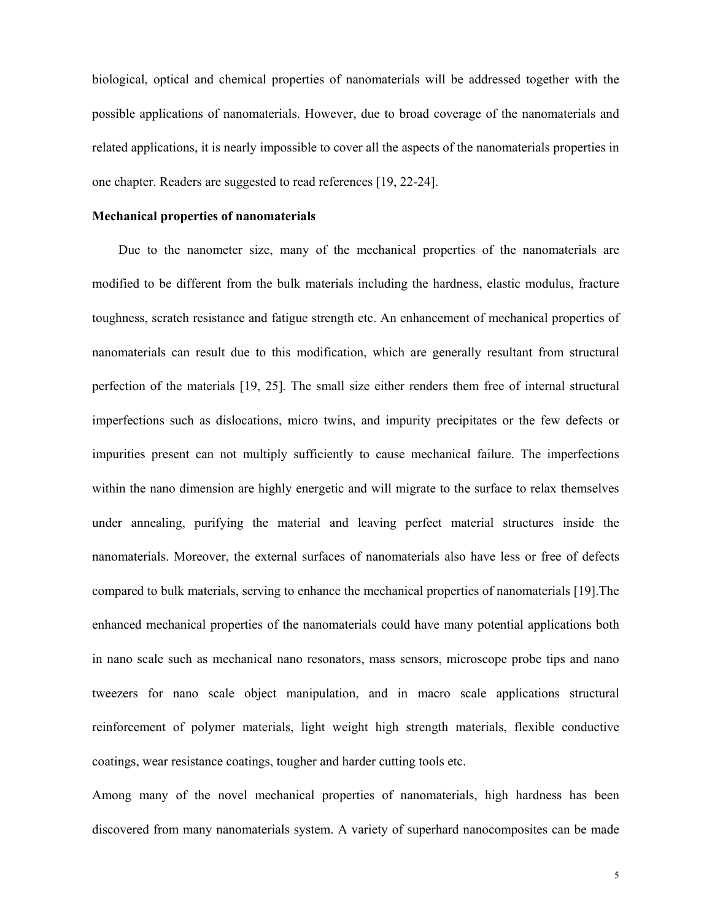biological, optical and chemical properties of nanomaterials will be addressed together with the possible applications of nanomaterials. However, due to broad coverage of the nanomaterials and related applications, it is nearly impossible to cover all the aspects of the nanomaterials properties in one chapter. Readers are suggested to read references [19, 22-24].

**Mechanical properties of nanomaterials**

Due to the nanometer size, many of the mechanical properties of the nanomaterials are modified to be different from the bulk materials including the hardness, elastic modulus, fracture toughness, scratch resistance and fatigue strength etc. An enhancement of mechanical properties of nanomaterials can result due to this modification, which are generally resultant from structural perfection of the materials [19, 25]. The small size either renders them free of internal structural imperfections such as dislocations, micro twins, and impurity precipitates or the few defects or impurities present can not multiply sufficiently to cause mechanical failure. The imperfections within the nano dimension are highly energetic and will migrate to the surface to relax themselves under annealing, purifying the material and leaving perfect material structures inside the nanomaterials. Moreover, the external surfaces of nanomaterials also have less or free of defects compared to bulk materials, serving to enhance the mechanical properties of nanomaterials [19].The enhanced mechanical properties of the nanomaterials could have many potential applications both in nano scale such as mechanical nano resonators, mass sensors, microscope probe tips and nano tweezers for nano scale object manipulation, and in macro scale applications structural reinforcement of polymer materials, light weight high strength materials, flexible conductive coatings, wear resistance coatings, tougher and harder cutting tools etc.

Among many of the novel mechanical properties of nanomaterials, high hardness has been discovered from many nanomaterials system. A variety of superhard nanocomposites can be made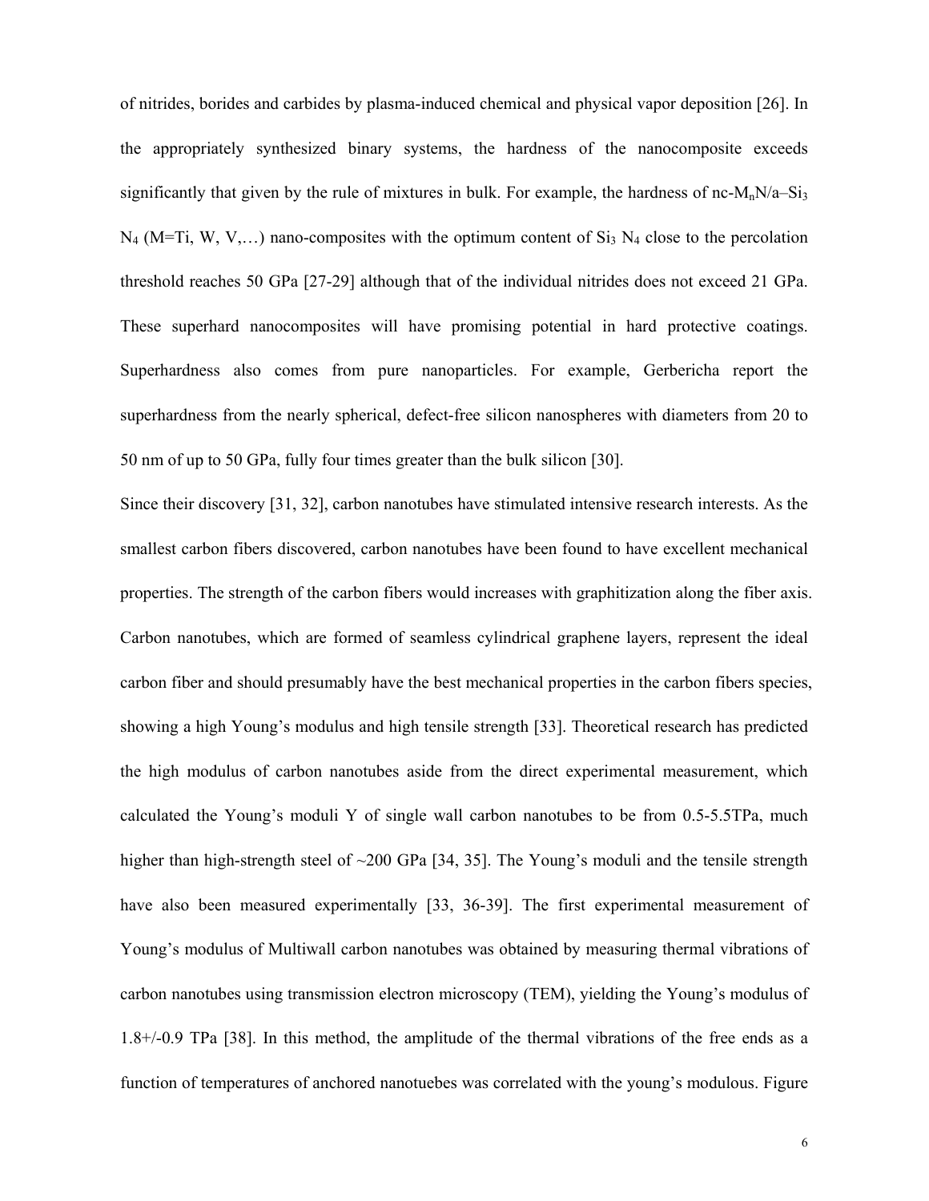of nitrides, borides and carbides by plasma-induced chemical and physical vapor deposition [26]. In the appropriately synthesized binary systems, the hardness of the nanocomposite exceeds significantly that given by the rule of mixtures in bulk. For example, the hardness of nc-$M_nN$/a–$Si_3$ $N_4$ (M=Ti, W, V,…) nano-composites with the optimum content of $Si_3$ $N_4$ close to the percolation threshold reaches 50 GPa [27-29] although that of the individual nitrides does not exceed 21 GPa. These superhard nanocomposites will have promising potential in hard protective coatings. Superhardness also comes from pure nanoparticles. For example, Gerbericha report the superhardness from the nearly spherical, defect-free silicon nanospheres with diameters from 20 to 50 nm of up to 50 GPa, fully four times greater than the bulk silicon [30].

Since their discovery [31, 32], carbon nanotubes have stimulated intensive research interests. As the smallest carbon fibers discovered, carbon nanotubes have been found to have excellent mechanical properties. The strength of the carbon fibers would increases with graphitization along the fiber axis. Carbon nanotubes, which are formed of seamless cylindrical graphene layers, represent the ideal carbon fiber and should presumably have the best mechanical properties in the carbon fibers species, showing a high Young's modulus and high tensile strength [33]. Theoretical research has predicted the high modulus of carbon nanotubes aside from the direct experimental measurement, which calculated the Young's moduli Y of single wall carbon nanotubes to be from 0.5-5.5TPa, much higher than high-strength steel of ~200 GPa [34, 35]. The Young's moduli and the tensile strength have also been measured experimentally [33, 36-39]. The first experimental measurement of Young's modulus of Multiwall carbon nanotubes was obtained by measuring thermal vibrations of carbon nanotubes using transmission electron microscopy (TEM), yielding the Young's modulus of 1.8+/-0.9 TPa [38]. In this method, the amplitude of the thermal vibrations of the free ends as a function of temperatures of anchored nanotuebes was correlated with the young's modulous. Figure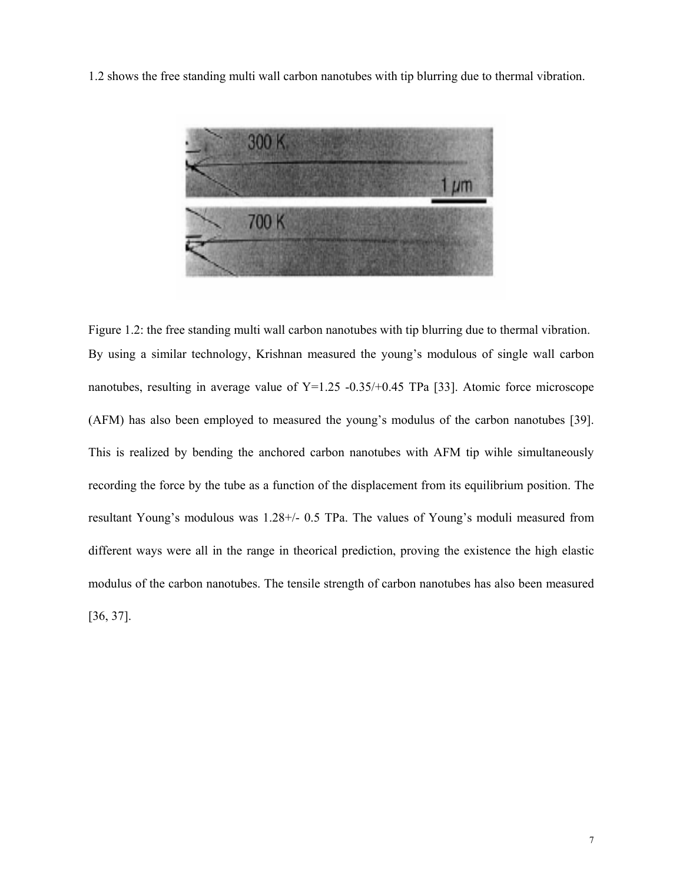1.2 shows the free standing multi wall carbon nanotubes with tip blurring due to thermal vibration.

Figure 1.2: the free standing multi wall carbon nanotubes with tip blurring due to thermal vibration.

By using a similar technology, Krishnan measured the young's modulous of single wall carbon nanotubes, resulting in average value of Y=1.25 -0.35/+0.45 TPa [33]. Atomic force microscope (AFM) has also been employed to measured the young's modulus of the carbon nanotubes [39]. This is realized by bending the anchored carbon nanotubes with AFM tip wihle simultaneously recording the force by the tube as a function of the displacement from its equilibrium position. The resultant Young's modulous was 1.28+/- 0.5 TPa. The values of Young's moduli measured from different ways were all in the range in theorical prediction, proving the existence the high elastic modulus of the carbon nanotubes. The tensile strength of carbon nanotubes has also been measured [36, 37].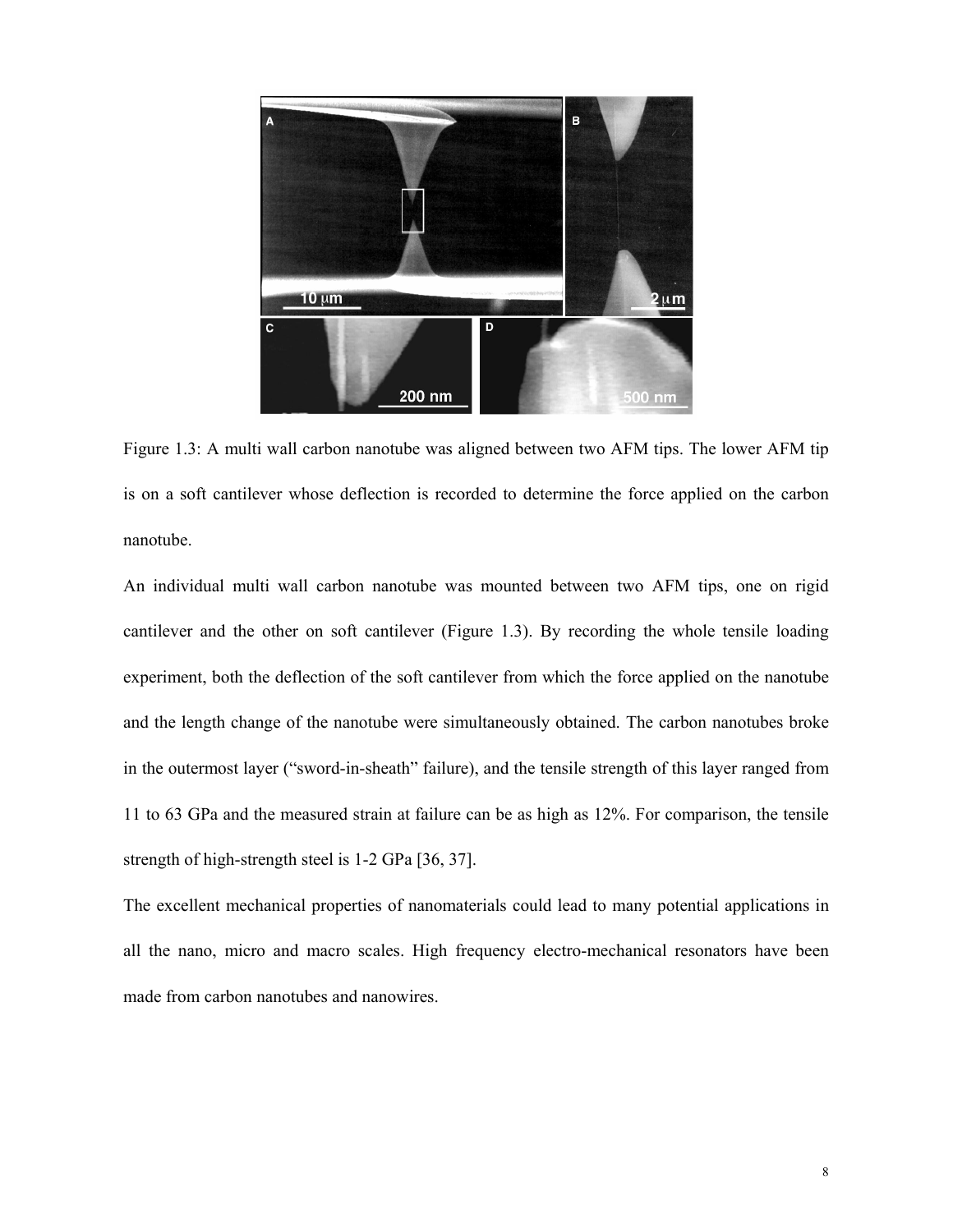Figure 1.3: A multi wall carbon nanotube was aligned between two AFM tips. The lower AFM tip is on a soft cantilever whose deflection is recorded to determine the force applied on the carbon nanotube.

An individual multi wall carbon nanotube was mounted between two AFM tips, one on rigid cantilever and the other on soft cantilever (Figure 1.3). By recording the whole tensile loading experiment, both the deflection of the soft cantilever from which the force applied on the nanotube and the length change of the nanotube were simultaneously obtained. The carbon nanotubes broke in the outermost layer ("sword-in-sheath" failure), and the tensile strength of this layer ranged from 11 to 63 GPa and the measured strain at failure can be as high as 12%. For comparison, the tensile strength of high-strength steel is 1-2 GPa [36, 37].

The excellent mechanical properties of nanomaterials could lead to many potential applications in all the nano, micro and macro scales. High frequency electro-mechanical resonators have been made from carbon nanotubes and nanowires.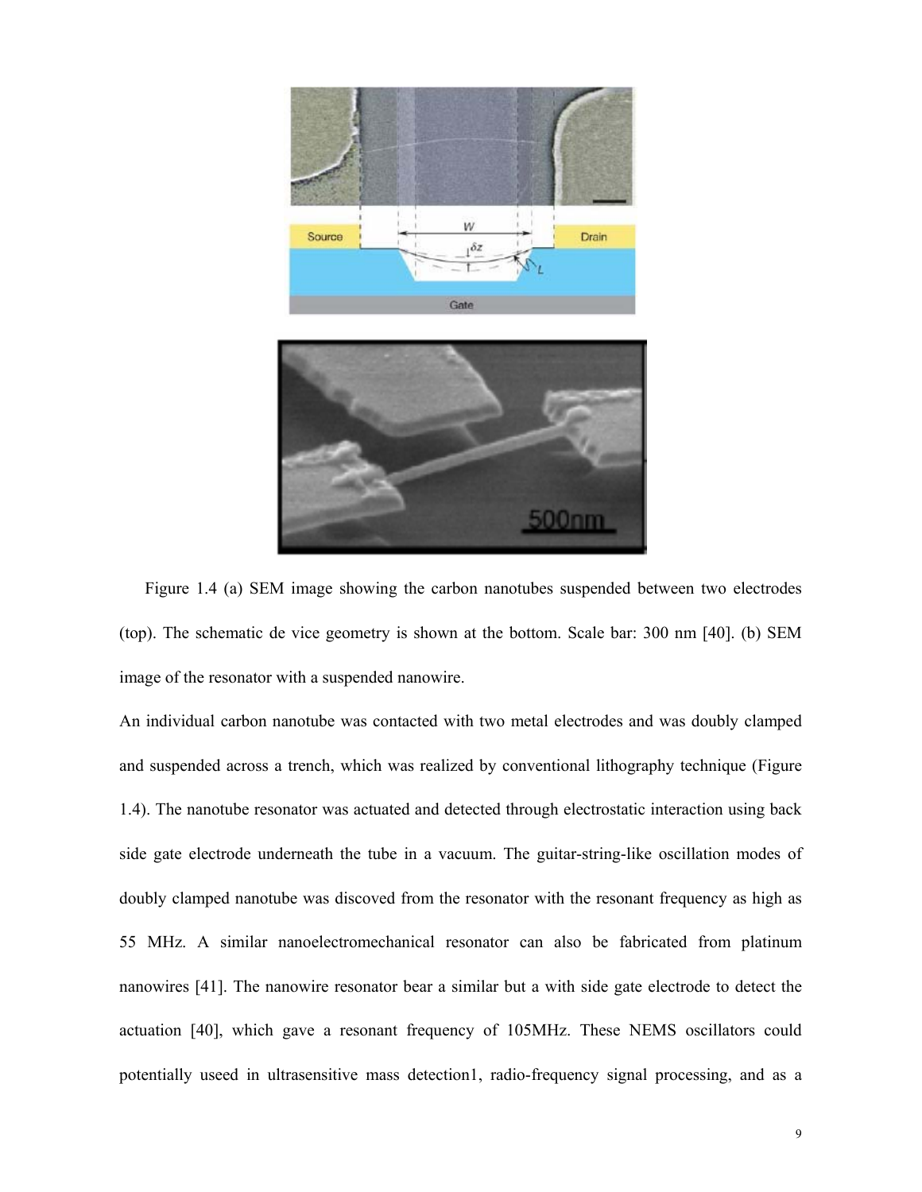Figure 1.4 (a) SEM image showing the carbon nanotubes suspended between two electrodes (top). The schematic de vice geometry is shown at the bottom. Scale bar: 300 nm [40]. (b) SEM image of the resonator with a suspended nanowire.

An individual carbon nanotube was contacted with two metal electrodes and was doubly clamped and suspended across a trench, which was realized by conventional lithography technique (Figure 1.4). The nanotube resonator was actuated and detected through electrostatic interaction using back side gate electrode underneath the tube in a vacuum. The guitar-string-like oscillation modes of doubly clamped nanotube was discoved from the resonator with the resonant frequency as high as 55 MHz. A similar nanoelectromechanical resonator can also be fabricated from platinum nanowires [41]. The nanowire resonator bear a similar but a with side gate electrode to detect the actuation [40], which gave a resonant frequency of 105MHz. These NEMS oscillators could potentially useed in ultrasensitive mass detection1, radio-frequency signal processing, and as a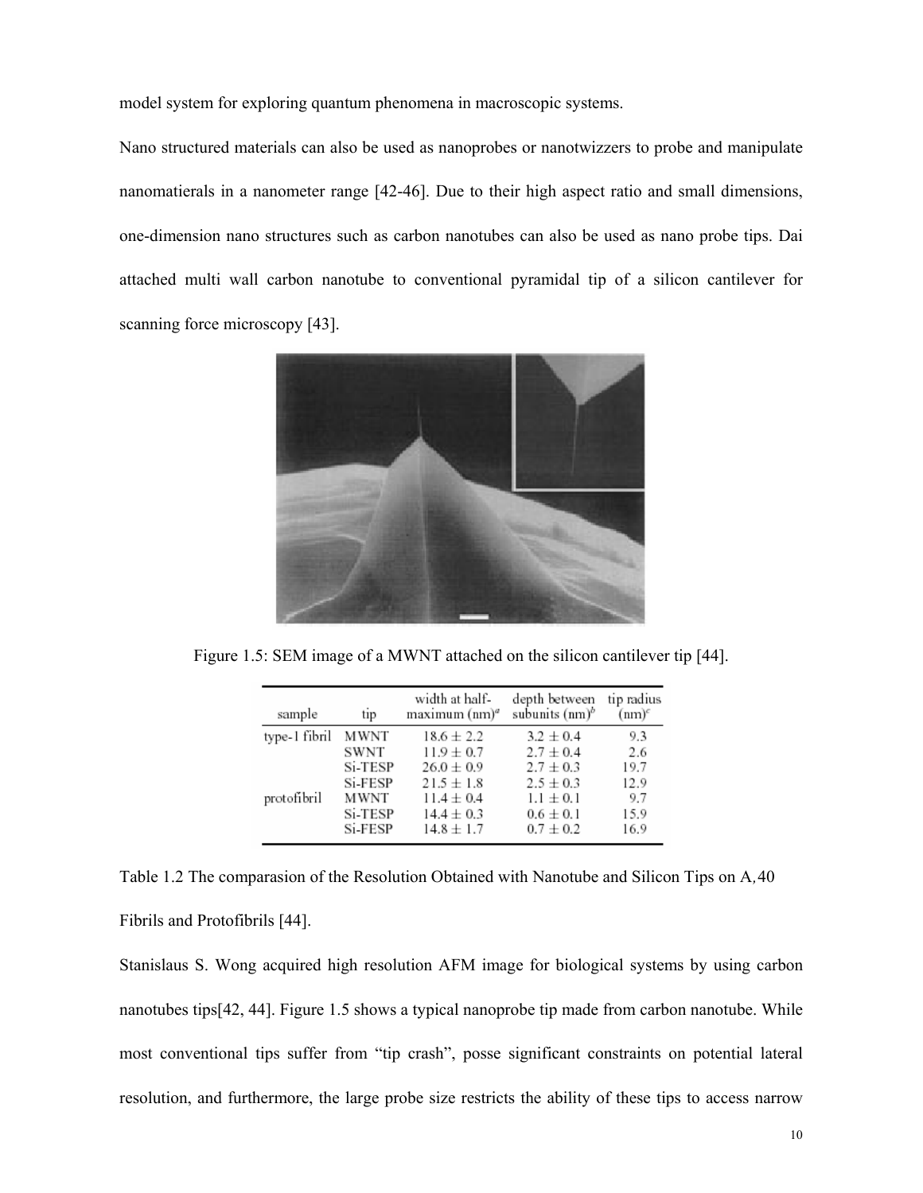model system for exploring quantum phenomena in macroscopic systems.

Nano structured materials can also be used as nanoprobes or nanotwizzers to probe and manipulate nanomatierals in a nanometer range [42-46]. Due to their high aspect ratio and small dimensions, one-dimension nano structures such as carbon nanotubes can also be used as nano probe tips. Dai attached multi wall carbon nanotube to conventional pyramidal tip of a silicon cantilever for scanning force microscopy [43].

Figure 1.5: SEM image of a MWNT attached on the silicon cantilever tip [44].

| sample | tip | width at half-maximum (nm)[a] | depth between subunits (nm)[b] | tip radius (nm)[c] |
|---|---|---|---|---|
| type-1 fibril | MWNT | $18.6 \pm 2.2$ | $3.2 \pm 0.4$ | 9.3 |
| | SWNT | $11.9 \pm 0.7$ | $2.7 \pm 0.4$ | 2.6 |
| | Si-TESP | $26.0 \pm 0.9$ | $2.7 \pm 0.3$ | 19.7 |
| | Si-FESP | $21.5 \pm 1.8$ | $2.5 \pm 0.3$ | 12.9 |
| protofibril | MWNT | $11.4 \pm 0.4$ | $1.1 \pm 0.1$ | 9.7 |
| | Si-TESP | $14.4 \pm 0.3$ | $0.6 \pm 0.1$ | 15.9 |
| | Si-FESP | $14.8 \pm 1.7$ | $0.7 \pm 0.2$ | 16.9 |

Table 1.2 The comparasion of the Resolution Obtained with Nanotube and Silicon Tips on A,40 Fibrils and Protofibrils [44].

Stanislaus S. Wong acquired high resolution AFM image for biological systems by using carbon nanotubes tips[42, 44]. Figure 1.5 shows a typical nanoprobe tip made from carbon nanotube. While most conventional tips suffer from "tip crash", posse significant constraints on potential lateral resolution, and furthermore, the large probe size restricts the ability of these tips to access narrow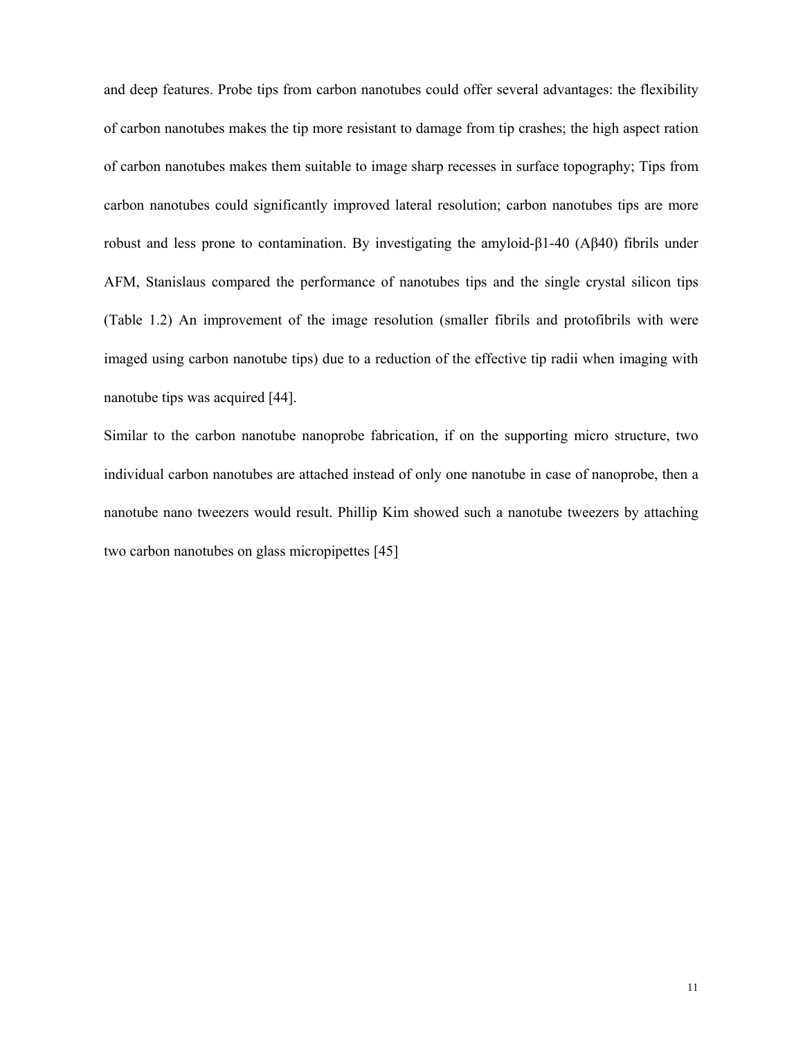and deep features. Probe tips from carbon nanotubes could offer several advantages: the flexibility of carbon nanotubes makes the tip more resistant to damage from tip crashes; the high aspect ration of carbon nanotubes makes them suitable to image sharp recesses in surface topography; Tips from carbon nanotubes could significantly improved lateral resolution; carbon nanotubes tips are more robust and less prone to contamination. By investigating the amyloid-β1-40 (Aβ40) fibrils under AFM, Stanislaus compared the performance of nanotubes tips and the single crystal silicon tips (Table 1.2) An improvement of the image resolution (smaller fibrils and protofibrils with were imaged using carbon nanotube tips) due to a reduction of the effective tip radii when imaging with nanotube tips was acquired [44].

Similar to the carbon nanotube nanoprobe fabrication, if on the supporting micro structure, two individual carbon nanotubes are attached instead of only one nanotube in case of nanoprobe, then a nanotube nano tweezers would result. Phillip Kim showed such a nanotube tweezers by attaching two carbon nanotubes on glass micropipettes [45]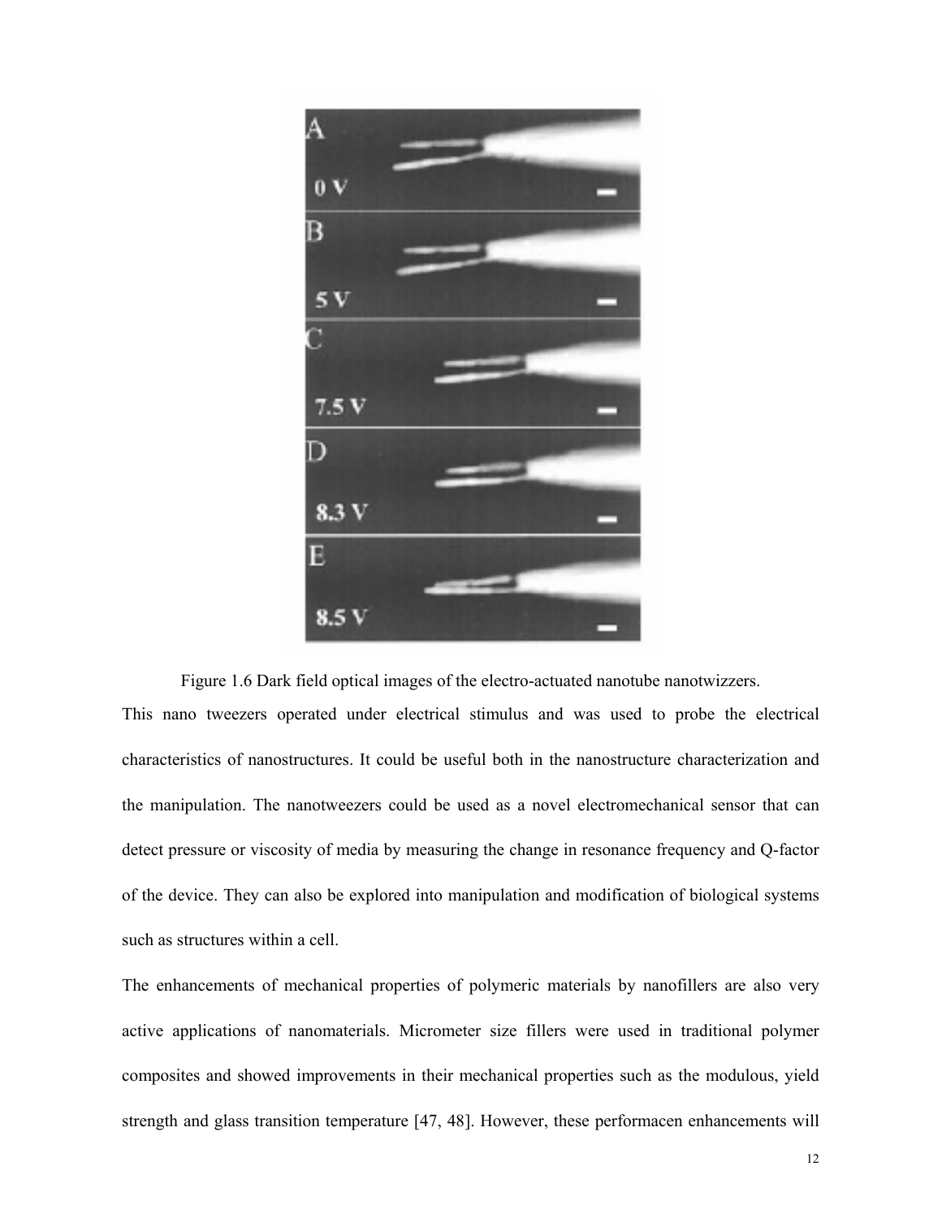Figure 1.6 Dark field optical images of the electro-actuated nanotube nanotwizzers.

This nano tweezers operated under electrical stimulus and was used to probe the electrical characteristics of nanostructures. It could be useful both in the nanostructure characterization and the manipulation. The nanotweezers could be used as a novel electromechanical sensor that can detect pressure or viscosity of media by measuring the change in resonance frequency and Q-factor of the device. They can also be explored into manipulation and modification of biological systems such as structures within a cell.

The enhancements of mechanical properties of polymeric materials by nanofillers are also very active applications of nanomaterials. Micrometer size fillers were used in traditional polymer composites and showed improvements in their mechanical properties such as the modulous, yield strength and glass transition temperature [47, 48]. However, these performacen enhancements will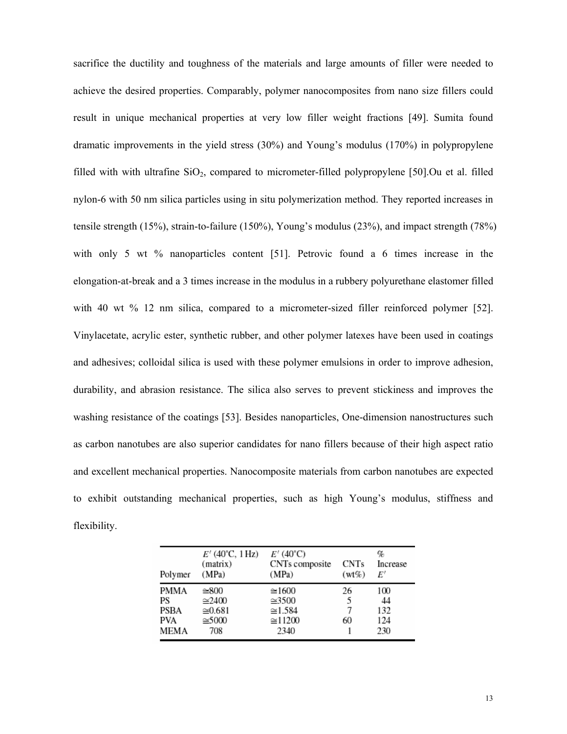sacrifice the ductility and toughness of the materials and large amounts of filler were needed to achieve the desired properties. Comparably, polymer nanocomposites from nano size fillers could result in unique mechanical properties at very low filler weight fractions [49]. Sumita found dramatic improvements in the yield stress (30%) and Young's modulus (170%) in polypropylene filled with with ultrafine $SiO_2$, compared to micrometer-filled polypropylene [50].Ou et al. filled nylon-6 with 50 nm silica particles using in situ polymerization method. They reported increases in tensile strength (15%), strain-to-failure (150%), Young's modulus (23%), and impact strength (78%) with only 5 wt % nanoparticles content [51]. Petrovic found a 6 times increase in the elongation-at-break and a 3 times increase in the modulus in a rubbery polyurethane elastomer filled with 40 wt % 12 nm silica, compared to a micrometer-sized filler reinforced polymer [52]. Vinylacetate, acrylic ester, synthetic rubber, and other polymer latexes have been used in coatings and adhesives; colloidal silica is used with these polymer emulsions in order to improve adhesion, durability, and abrasion resistance. The silica also serves to prevent stickiness and improves the washing resistance of the coatings [53]. Besides nanoparticles, One-dimension nanostructures such as carbon nanotubes are also superior candidates for nano fillers because of their high aspect ratio and excellent mechanical properties. Nanocomposite materials from carbon nanotubes are expected to exhibit outstanding mechanical properties, such as high Young's modulus, stiffness and flexibility.

| Polymer | $E'$ (40°C, 1 Hz) (matrix) (MPa) | $E'$ (40°C) CNTs composite (MPa) | CNTs (wt%) | % Increase $E'$ |
|---|---|---|---|---|
| PMMA | ≅800 | ≅1600 | 26 | 100 |
| PS | ≅2400 | ≅3500 | 5 | 44 |
| PSBA | ≅0.681 | ≅1.584 | 7 | 132 |
| PVA | ≅5000 | ≅11200 | 60 | 124 |
| MEMA | 708 | 2340 | 1 | 230 |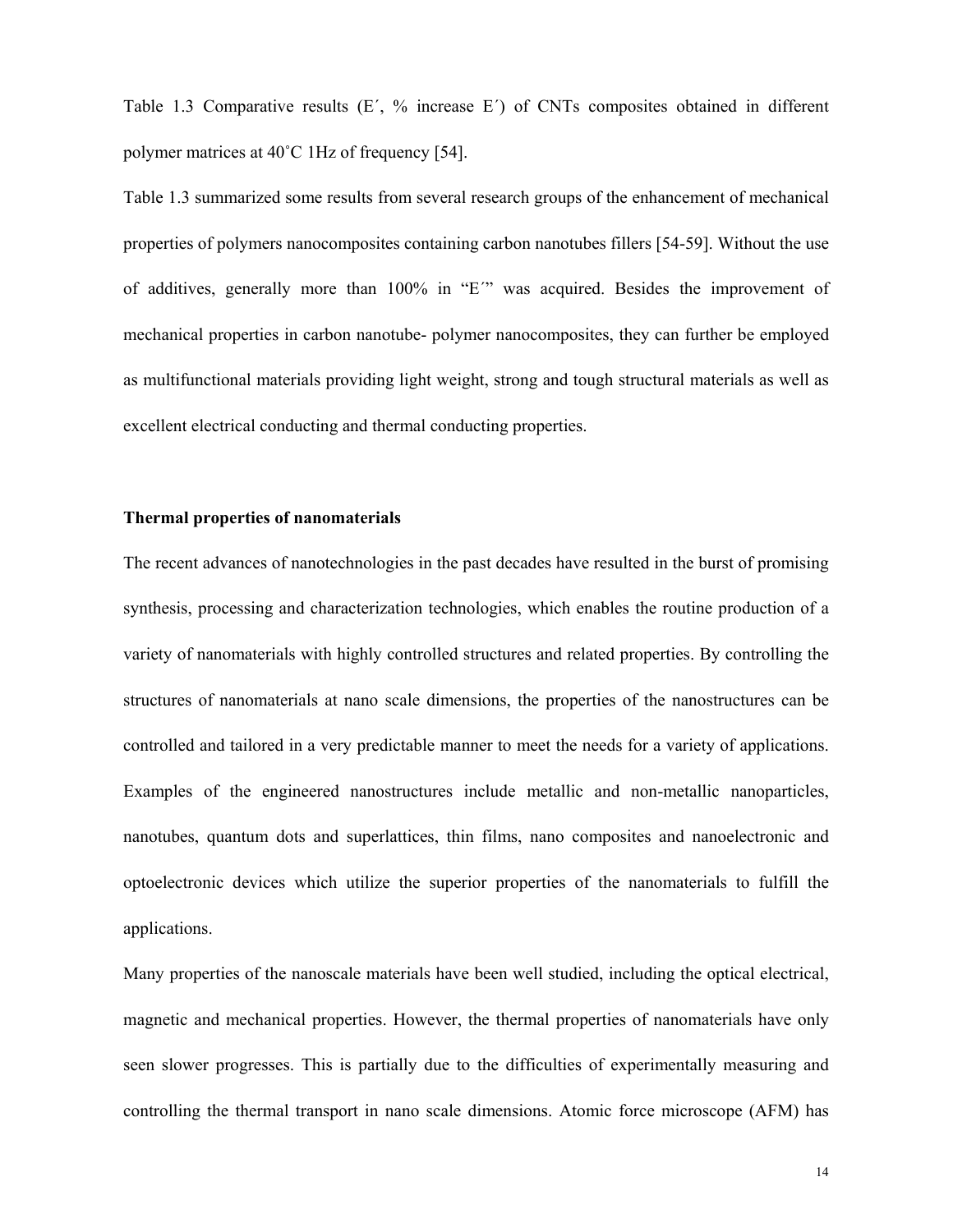Table 1.3 Comparative results (E´, % increase E´) of CNTs composites obtained in different polymer matrices at 40˚C 1Hz of frequency [54].

Table 1.3 summarized some results from several research groups of the enhancement of mechanical properties of polymers nanocomposites containing carbon nanotubes fillers [54-59]. Without the use of additives, generally more than 100% in "E´" was acquired. Besides the improvement of mechanical properties in carbon nanotube- polymer nanocomposites, they can further be employed as multifunctional materials providing light weight, strong and tough structural materials as well as excellent electrical conducting and thermal conducting properties.

**Thermal properties of nanomaterials**

The recent advances of nanotechnologies in the past decades have resulted in the burst of promising synthesis, processing and characterization technologies, which enables the routine production of a variety of nanomaterials with highly controlled structures and related properties. By controlling the structures of nanomaterials at nano scale dimensions, the properties of the nanostructures can be controlled and tailored in a very predictable manner to meet the needs for a variety of applications. Examples of the engineered nanostructures include metallic and non-metallic nanoparticles, nanotubes, quantum dots and superlattices, thin films, nano composites and nanoelectronic and optoelectronic devices which utilize the superior properties of the nanomaterials to fulfill the applications.

Many properties of the nanoscale materials have been well studied, including the optical electrical, magnetic and mechanical properties. However, the thermal properties of nanomaterials have only seen slower progresses. This is partially due to the difficulties of experimentally measuring and controlling the thermal transport in nano scale dimensions. Atomic force microscope (AFM) has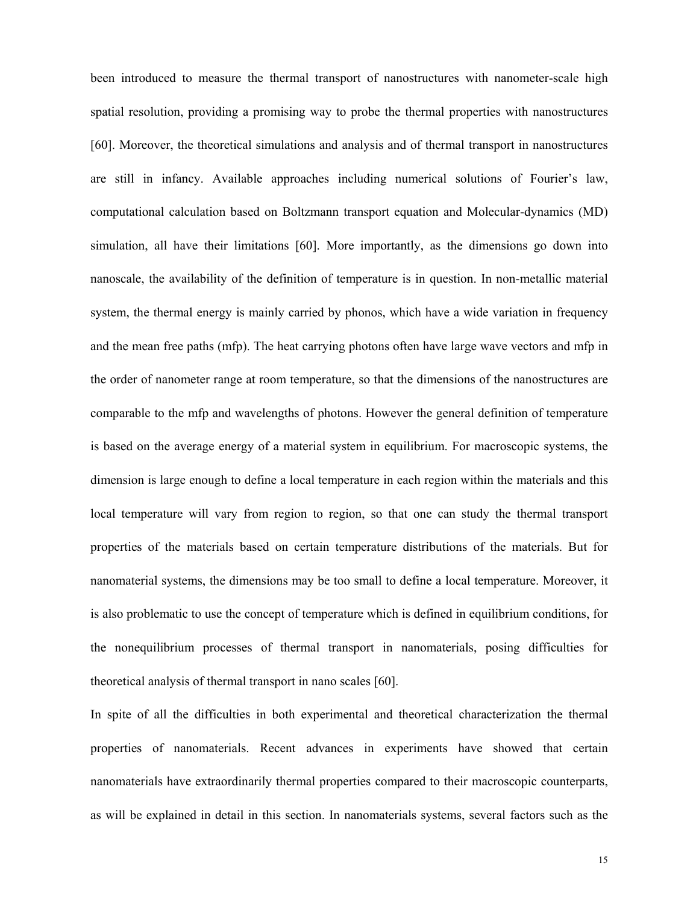been introduced to measure the thermal transport of nanostructures with nanometer-scale high spatial resolution, providing a promising way to probe the thermal properties with nanostructures [60]. Moreover, the theoretical simulations and analysis and of thermal transport in nanostructures are still in infancy. Available approaches including numerical solutions of Fourier's law, computational calculation based on Boltzmann transport equation and Molecular-dynamics (MD) simulation, all have their limitations [60]. More importantly, as the dimensions go down into nanoscale, the availability of the definition of temperature is in question. In non-metallic material system, the thermal energy is mainly carried by phonos, which have a wide variation in frequency and the mean free paths (mfp). The heat carrying photons often have large wave vectors and mfp in the order of nanometer range at room temperature, so that the dimensions of the nanostructures are comparable to the mfp and wavelengths of photons. However the general definition of temperature is based on the average energy of a material system in equilibrium. For macroscopic systems, the dimension is large enough to define a local temperature in each region within the materials and this local temperature will vary from region to region, so that one can study the thermal transport properties of the materials based on certain temperature distributions of the materials. But for nanomaterial systems, the dimensions may be too small to define a local temperature. Moreover, it is also problematic to use the concept of temperature which is defined in equilibrium conditions, for the nonequilibrium processes of thermal transport in nanomaterials, posing difficulties for theoretical analysis of thermal transport in nano scales [60].

In spite of all the difficulties in both experimental and theoretical characterization the thermal properties of nanomaterials. Recent advances in experiments have showed that certain nanomaterials have extraordinarily thermal properties compared to their macroscopic counterparts, as will be explained in detail in this section. In nanomaterials systems, several factors such as the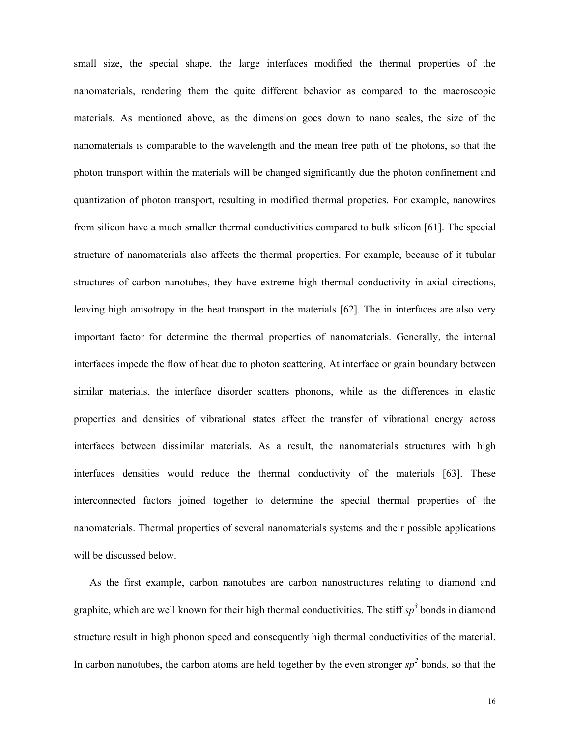small size, the special shape, the large interfaces modified the thermal properties of the nanomaterials, rendering them the quite different behavior as compared to the macroscopic materials. As mentioned above, as the dimension goes down to nano scales, the size of the nanomaterials is comparable to the wavelength and the mean free path of the photons, so that the photon transport within the materials will be changed significantly due the photon confinement and quantization of photon transport, resulting in modified thermal propeties. For example, nanowires from silicon have a much smaller thermal conductivities compared to bulk silicon [61]. The special structure of nanomaterials also affects the thermal properties. For example, because of it tubular structures of carbon nanotubes, they have extreme high thermal conductivity in axial directions, leaving high anisotropy in the heat transport in the materials [62]. The in interfaces are also very important factor for determine the thermal properties of nanomaterials. Generally, the internal interfaces impede the flow of heat due to photon scattering. At interface or grain boundary between similar materials, the interface disorder scatters phonons, while as the differences in elastic properties and densities of vibrational states affect the transfer of vibrational energy across interfaces between dissimilar materials. As a result, the nanomaterials structures with high interfaces densities would reduce the thermal conductivity of the materials [63]. These interconnected factors joined together to determine the special thermal properties of the nanomaterials. Thermal properties of several nanomaterials systems and their possible applications will be discussed below.

As the first example, carbon nanotubes are carbon nanostructures relating to diamond and graphite, which are well known for their high thermal conductivities. The stiff $sp^3$ bonds in diamond structure result in high phonon speed and consequently high thermal conductivities of the material. In carbon nanotubes, the carbon atoms are held together by the even stronger $sp^2$ bonds, so that the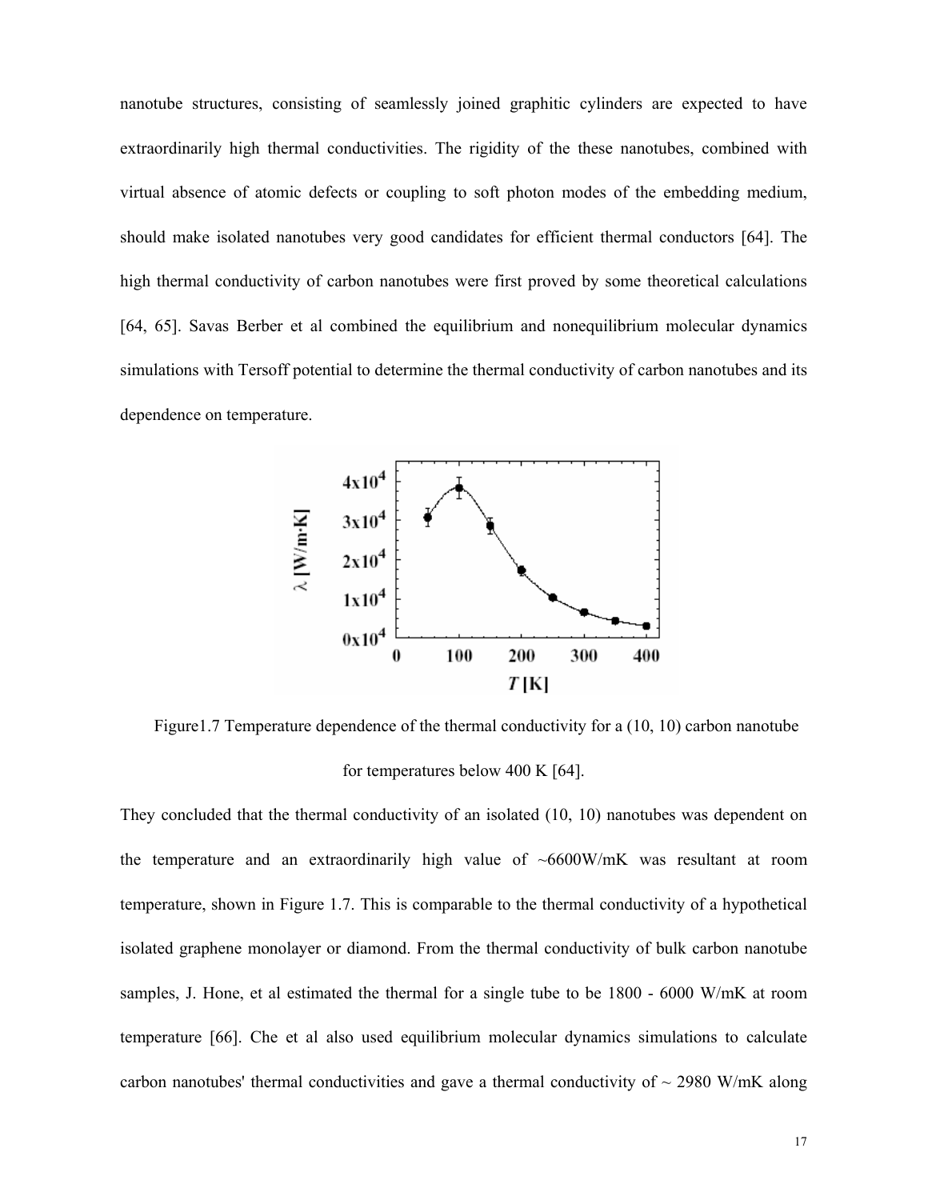nanotube structures, consisting of seamlessly joined graphitic cylinders are expected to have extraordinarily high thermal conductivities. The rigidity of the these nanotubes, combined with virtual absence of atomic defects or coupling to soft photon modes of the embedding medium, should make isolated nanotubes very good candidates for efficient thermal conductors [64]. The high thermal conductivity of carbon nanotubes were first proved by some theoretical calculations [64, 65]. Savas Berber et al combined the equilibrium and nonequilibrium molecular dynamics simulations with Tersoff potential to determine the thermal conductivity of carbon nanotubes and its dependence on temperature.

Figure1.7 Temperature dependence of the thermal conductivity for a (10, 10) carbon nanotube for temperatures below 400 K [64].

They concluded that the thermal conductivity of an isolated (10, 10) nanotubes was dependent on the temperature and an extraordinarily high value of ~6600W/mK was resultant at room temperature, shown in Figure 1.7. This is comparable to the thermal conductivity of a hypothetical isolated graphene monolayer or diamond. From the thermal conductivity of bulk carbon nanotube samples, J. Hone, et al estimated the thermal for a single tube to be 1800 - 6000 W/mK at room temperature [66]. Che et al also used equilibrium molecular dynamics simulations to calculate carbon nanotubes' thermal conductivities and gave a thermal conductivity of ~ 2980 W/mK along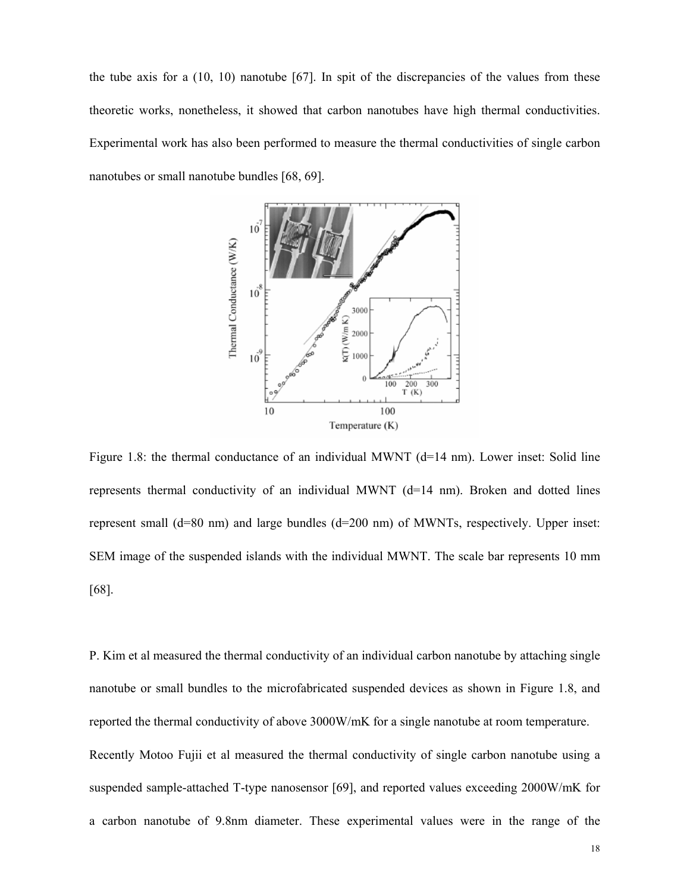the tube axis for a (10, 10) nanotube [67]. In spit of the discrepancies of the values from these theoretic works, nonetheless, it showed that carbon nanotubes have high thermal conductivities. Experimental work has also been performed to measure the thermal conductivities of single carbon nanotubes or small nanotube bundles [68, 69].

Figure 1.8: the thermal conductance of an individual MWNT (d=14 nm). Lower inset: Solid line represents thermal conductivity of an individual MWNT (d=14 nm). Broken and dotted lines represent small (d=80 nm) and large bundles (d=200 nm) of MWNTs, respectively. Upper inset: SEM image of the suspended islands with the individual MWNT. The scale bar represents 10 mm [68].

P. Kim et al measured the thermal conductivity of an individual carbon nanotube by attaching single nanotube or small bundles to the microfabricated suspended devices as shown in Figure 1.8, and reported the thermal conductivity of above 3000W/mK for a single nanotube at room temperature.

Recently Motoo Fujii et al measured the thermal conductivity of single carbon nanotube using a suspended sample-attached T-type nanosensor [69], and reported values exceeding 2000W/mK for a carbon nanotube of 9.8nm diameter. These experimental values were in the range of the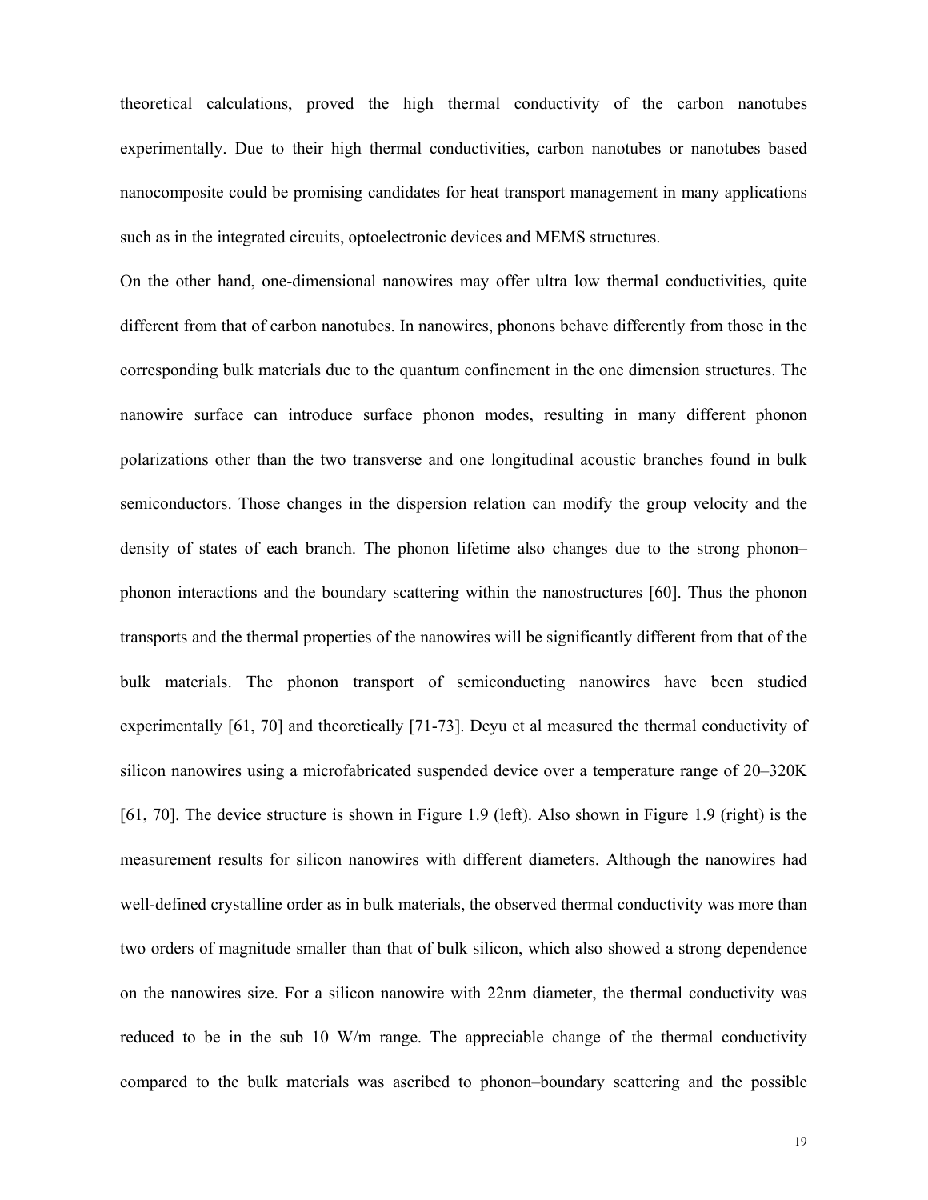theoretical calculations, proved the high thermal conductivity of the carbon nanotubes experimentally. Due to their high thermal conductivities, carbon nanotubes or nanotubes based nanocomposite could be promising candidates for heat transport management in many applications such as in the integrated circuits, optoelectronic devices and MEMS structures.

On the other hand, one-dimensional nanowires may offer ultra low thermal conductivities, quite different from that of carbon nanotubes. In nanowires, phonons behave differently from those in the corresponding bulk materials due to the quantum confinement in the one dimension structures. The nanowire surface can introduce surface phonon modes, resulting in many different phonon polarizations other than the two transverse and one longitudinal acoustic branches found in bulk semiconductors. Those changes in the dispersion relation can modify the group velocity and the density of states of each branch. The phonon lifetime also changes due to the strong phonon–phonon interactions and the boundary scattering within the nanostructures [60]. Thus the phonon transports and the thermal properties of the nanowires will be significantly different from that of the bulk materials. The phonon transport of semiconducting nanowires have been studied experimentally [61, 70] and theoretically [71-73]. Deyu et al measured the thermal conductivity of silicon nanowires using a microfabricated suspended device over a temperature range of 20–320K [61, 70]. The device structure is shown in Figure 1.9 (left). Also shown in Figure 1.9 (right) is the measurement results for silicon nanowires with different diameters. Although the nanowires had well-defined crystalline order as in bulk materials, the observed thermal conductivity was more than two orders of magnitude smaller than that of bulk silicon, which also showed a strong dependence on the nanowires size. For a silicon nanowire with 22nm diameter, the thermal conductivity was reduced to be in the sub 10 W/m range. The appreciable change of the thermal conductivity compared to the bulk materials was ascribed to phonon–boundary scattering and the possible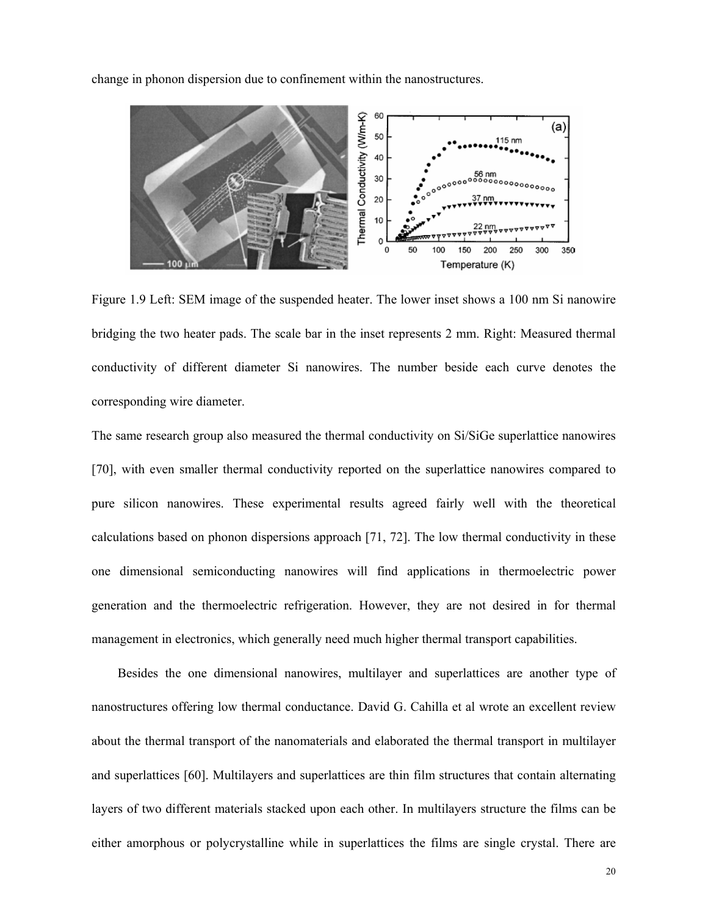change in phonon dispersion due to confinement within the nanostructures.

Figure 1.9 Left: SEM image of the suspended heater. The lower inset shows a 100 nm Si nanowire bridging the two heater pads. The scale bar in the inset represents 2 mm. Right: Measured thermal conductivity of different diameter Si nanowires. The number beside each curve denotes the corresponding wire diameter.

The same research group also measured the thermal conductivity on Si/SiGe superlattice nanowires [70], with even smaller thermal conductivity reported on the superlattice nanowires compared to pure silicon nanowires. These experimental results agreed fairly well with the theoretical calculations based on phonon dispersions approach [71, 72]. The low thermal conductivity in these one dimensional semiconducting nanowires will find applications in thermoelectric power generation and the thermoelectric refrigeration. However, they are not desired in for thermal management in electronics, which generally need much higher thermal transport capabilities.

Besides the one dimensional nanowires, multilayer and superlattices are another type of nanostructures offering low thermal conductance. David G. Cahilla et al wrote an excellent review about the thermal transport of the nanomaterials and elaborated the thermal transport in multilayer and superlattices [60]. Multilayers and superlattices are thin film structures that contain alternating layers of two different materials stacked upon each other. In multilayers structure the films can be either amorphous or polycrystalline while in superlattices the films are single crystal. There are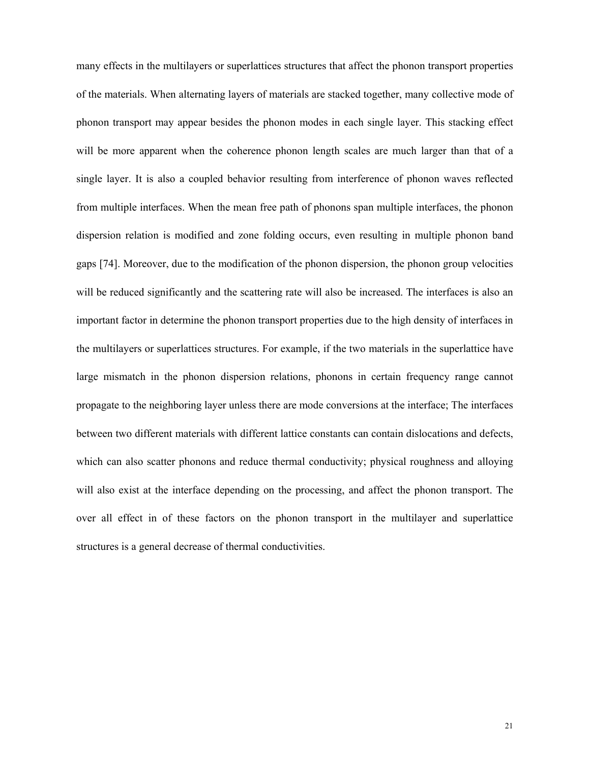many effects in the multilayers or superlattices structures that affect the phonon transport properties of the materials. When alternating layers of materials are stacked together, many collective mode of phonon transport may appear besides the phonon modes in each single layer. This stacking effect will be more apparent when the coherence phonon length scales are much larger than that of a single layer. It is also a coupled behavior resulting from interference of phonon waves reflected from multiple interfaces. When the mean free path of phonons span multiple interfaces, the phonon dispersion relation is modified and zone folding occurs, even resulting in multiple phonon band gaps [74]. Moreover, due to the modification of the phonon dispersion, the phonon group velocities will be reduced significantly and the scattering rate will also be increased. The interfaces is also an important factor in determine the phonon transport properties due to the high density of interfaces in the multilayers or superlattices structures. For example, if the two materials in the superlattice have large mismatch in the phonon dispersion relations, phonons in certain frequency range cannot propagate to the neighboring layer unless there are mode conversions at the interface; The interfaces between two different materials with different lattice constants can contain dislocations and defects, which can also scatter phonons and reduce thermal conductivity; physical roughness and alloying will also exist at the interface depending on the processing, and affect the phonon transport. The over all effect in of these factors on the phonon transport in the multilayer and superlattice structures is a general decrease of thermal conductivities.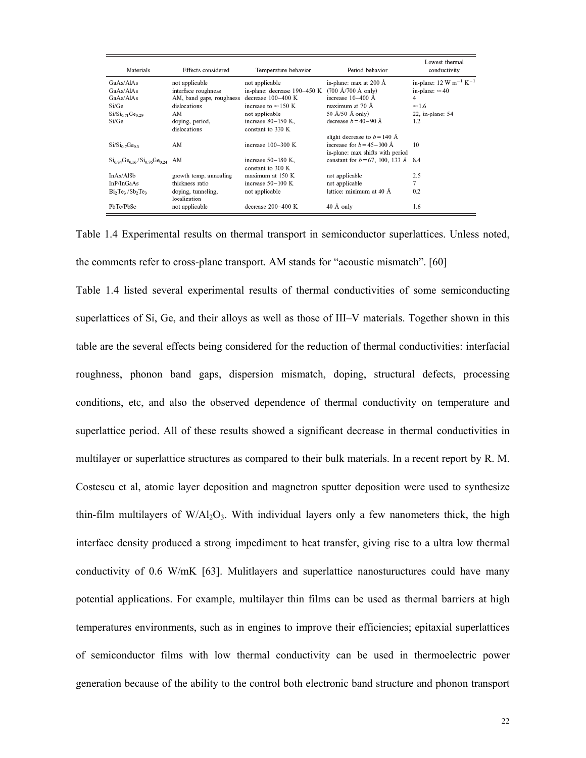| Materials | Effects considered | Temperature behavior | Period behavior | Lowest thermal conductivity |
|---|---|---|---|---|
| GaAs/AlAs | not applicable | not applicable | in-plane: max at 200 Å | in-plane: 12 W $m^{-1}$ $K^{-1}$ |
| GaAs/AlAs | interface roughness | in-plane: decrease 190–450 K | (700 Å/700 Å only) | in-plane: ≈ 40 |
| GaAs/AlAs | AM, band gaps, roughness | decrease 100–400 K | increase 10–400 Å | 4 |
| Si/Ge | dislocations | increase to ≈ 150 K | maximum at 70 Å | ≈ 1.6 |
| $Si/Si_{0.71}Ge_{0.29}$ | AM | not applicable | 50 Å/50 Å only) | 22, in-plane: 54 |
| Si/Ge | doping, period, dislocations | increase 80–150 K, constant to 330 K | decrease $b = 40-90$ Å | 1.2 |
| $Si/Si_{0.7}Ge_{0.3}$ | AM | increase 100–300 K | slight decrease to $b = 140$ Å increase for $b = 45-300$ Å in-plane: max shifts with period | 10 |
| $Si_{0.84}Ge_{0.16}/Si_{0.76}Ge_{0.24}$ | AM | increase 50–180 K, constant to 300 K | constant for $b = 67$, 100, 133 Å | 8.4 |
| InAs/AlSb | growth temp, annealing | maximum at 150 K | not applicable | 2.5 |
| InP/InGaAs | thickness ratio | increase 50–100 K | not applicable | 7 |
| $Bi_2Te_3/Sb_2Te_3$ | doping, tunneling, localization | not applicable | lattice: minimum at 40 Å | 0.2 |
| PbTe/PbSe | not applicable | decrease 200–400 K | 40 Å only | 1.6 |

Table 1.4 Experimental results on thermal transport in semiconductor superlattices. Unless noted, the comments refer to cross-plane transport. AM stands for "acoustic mismatch". [60]

Table 1.4 listed several experimental results of thermal conductivities of some semiconducting superlattices of Si, Ge, and their alloys as well as those of III–V materials. Together shown in this table are the several effects being considered for the reduction of thermal conductivities: interfacial roughness, phonon band gaps, dispersion mismatch, doping, structural defects, processing conditions, etc, and also the observed dependence of thermal conductivity on temperature and superlattice period. All of these results showed a significant decrease in thermal conductivities in multilayer or superlattice structures as compared to their bulk materials. In a recent report by R. M. Costescu et al, atomic layer deposition and magnetron sputter deposition were used to synthesize thin-film multilayers of $W/Al_2O_3$. With individual layers only a few nanometers thick, the high interface density produced a strong impediment to heat transfer, giving rise to a ultra low thermal conductivity of 0.6 W/mK [63]. Mulitlayers and superlattice nanostuructures could have many potential applications. For example, multilayer thin films can be used as thermal barriers at high temperatures environments, such as in engines to improve their efficiencies; epitaxial superlattices of semiconductor films with low thermal conductivity can be used in thermoelectric power generation because of the ability to the control both electronic band structure and phonon transport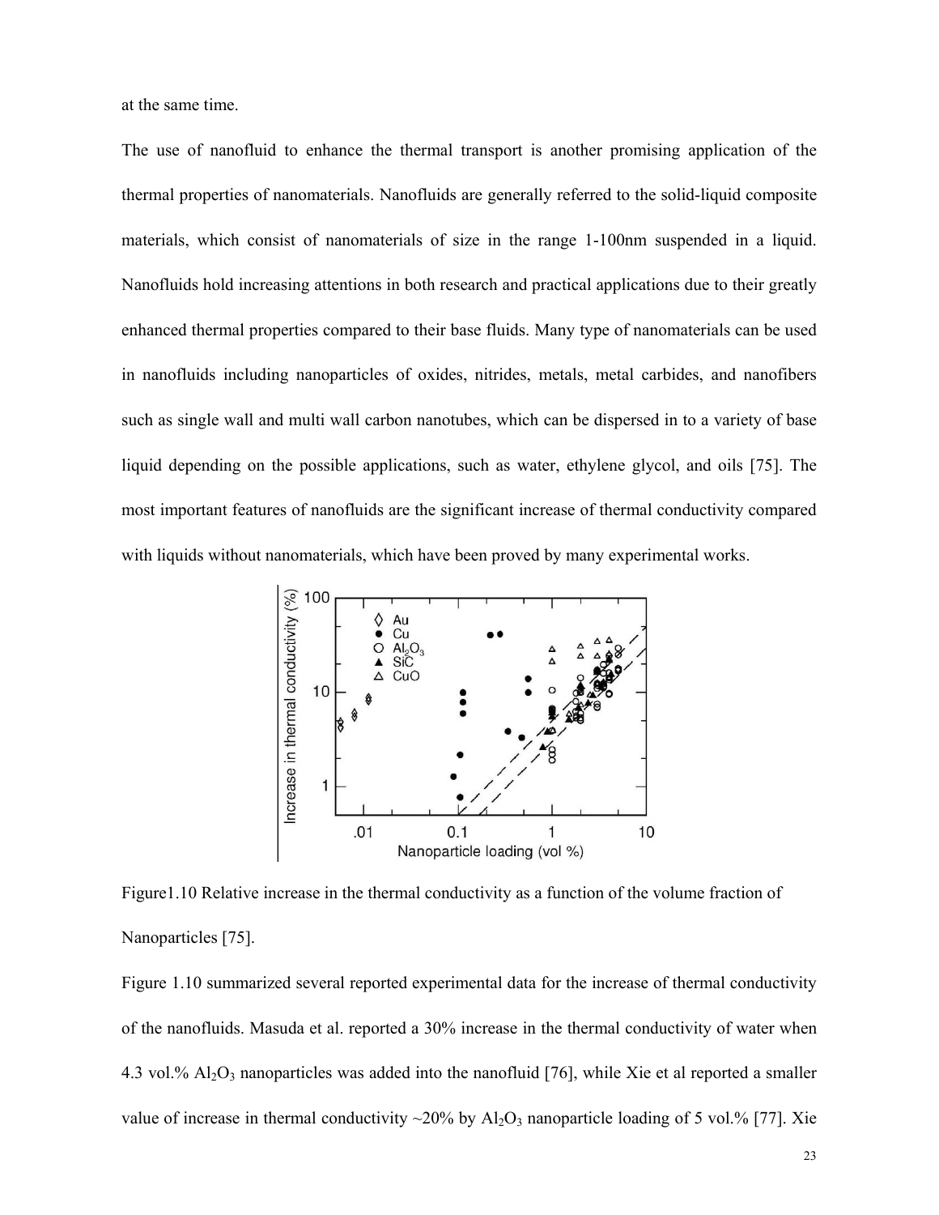at the same time.

The use of nanofluid to enhance the thermal transport is another promising application of the thermal properties of nanomaterials. Nanofluids are generally referred to the solid-liquid composite materials, which consist of nanomaterials of size in the range 1-100nm suspended in a liquid. Nanofluids hold increasing attentions in both research and practical applications due to their greatly enhanced thermal properties compared to their base fluids. Many type of nanomaterials can be used in nanofluids including nanoparticles of oxides, nitrides, metals, metal carbides, and nanofibers such as single wall and multi wall carbon nanotubes, which can be dispersed in to a variety of base liquid depending on the possible applications, such as water, ethylene glycol, and oils [75]. The most important features of nanofluids are the significant increase of thermal conductivity compared with liquids without nanomaterials, which have been proved by many experimental works.

Figure1.10 Relative increase in the thermal conductivity as a function of the volume fraction of Nanoparticles [75].

Figure 1.10 summarized several reported experimental data for the increase of thermal conductivity of the nanofluids. Masuda et al. reported a 30% increase in the thermal conductivity of water when 4.3 vol.% $Al_2O_3$ nanoparticles was added into the nanofluid [76], while Xie et al reported a smaller value of increase in thermal conductivity ~20% by $Al_2O_3$ nanoparticle loading of 5 vol.% [77]. Xie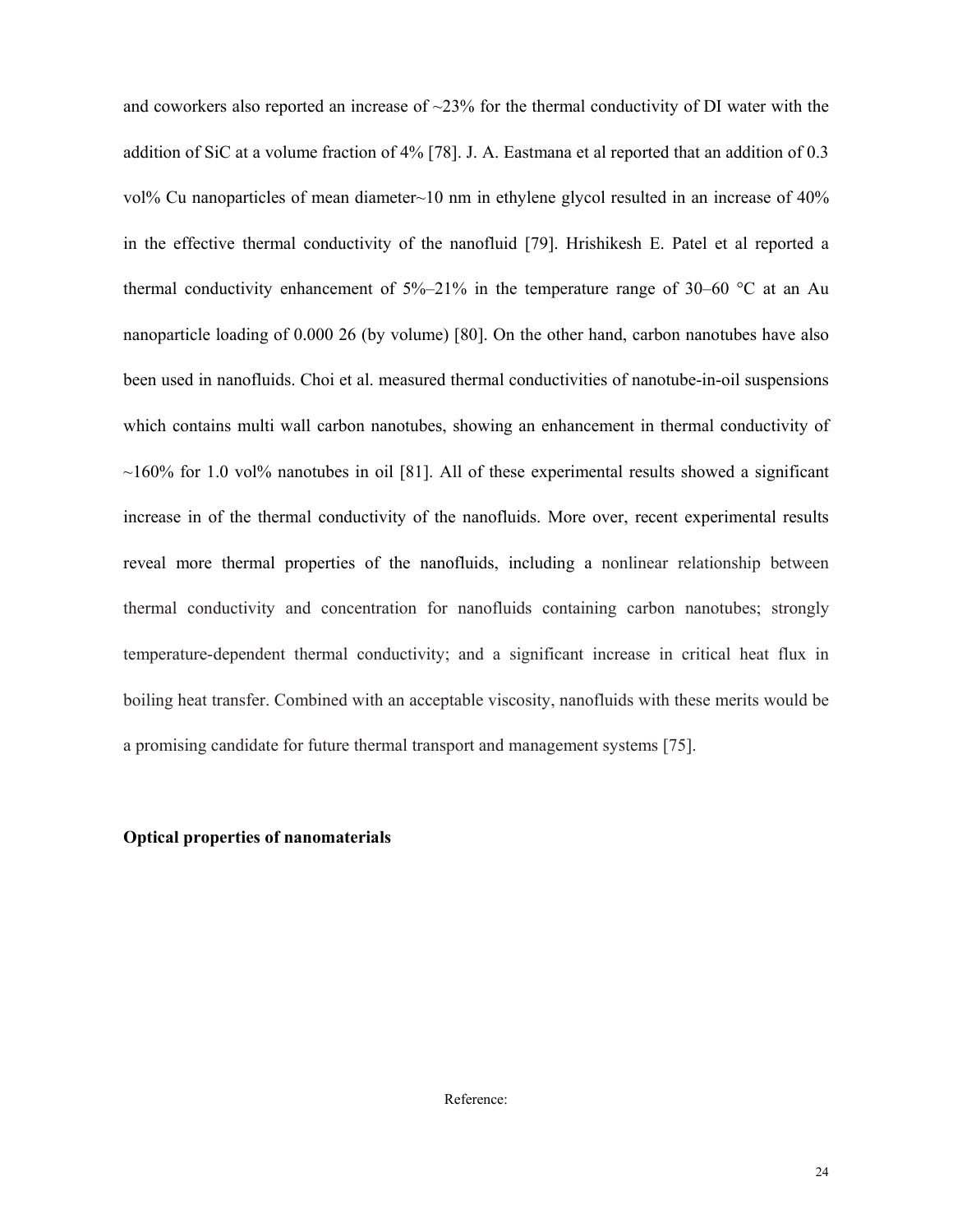and coworkers also reported an increase of ~23% for the thermal conductivity of DI water with the addition of SiC at a volume fraction of 4% [78]. J. A. Eastmana et al reported that an addition of 0.3 vol% Cu nanoparticles of mean diameter~10 nm in ethylene glycol resulted in an increase of 40% in the effective thermal conductivity of the nanofluid [79]. Hrishikesh E. Patel et al reported a thermal conductivity enhancement of 5%–21% in the temperature range of 30–60 °C at an Au nanoparticle loading of 0.000 26 (by volume) [80]. On the other hand, carbon nanotubes have also been used in nanofluids. Choi et al. measured thermal conductivities of nanotube-in-oil suspensions which contains multi wall carbon nanotubes, showing an enhancement in thermal conductivity of ~160% for 1.0 vol% nanotubes in oil [81]. All of these experimental results showed a significant increase in of the thermal conductivity of the nanofluids. More over, recent experimental results reveal more thermal properties of the nanofluids, including a nonlinear relationship between thermal conductivity and concentration for nanofluids containing carbon nanotubes; strongly temperature-dependent thermal conductivity; and a significant increase in critical heat flux in boiling heat transfer. Combined with an acceptable viscosity, nanofluids with these merits would be a promising candidate for future thermal transport and management systems [75].

**Optical properties of nanomaterials**

Reference: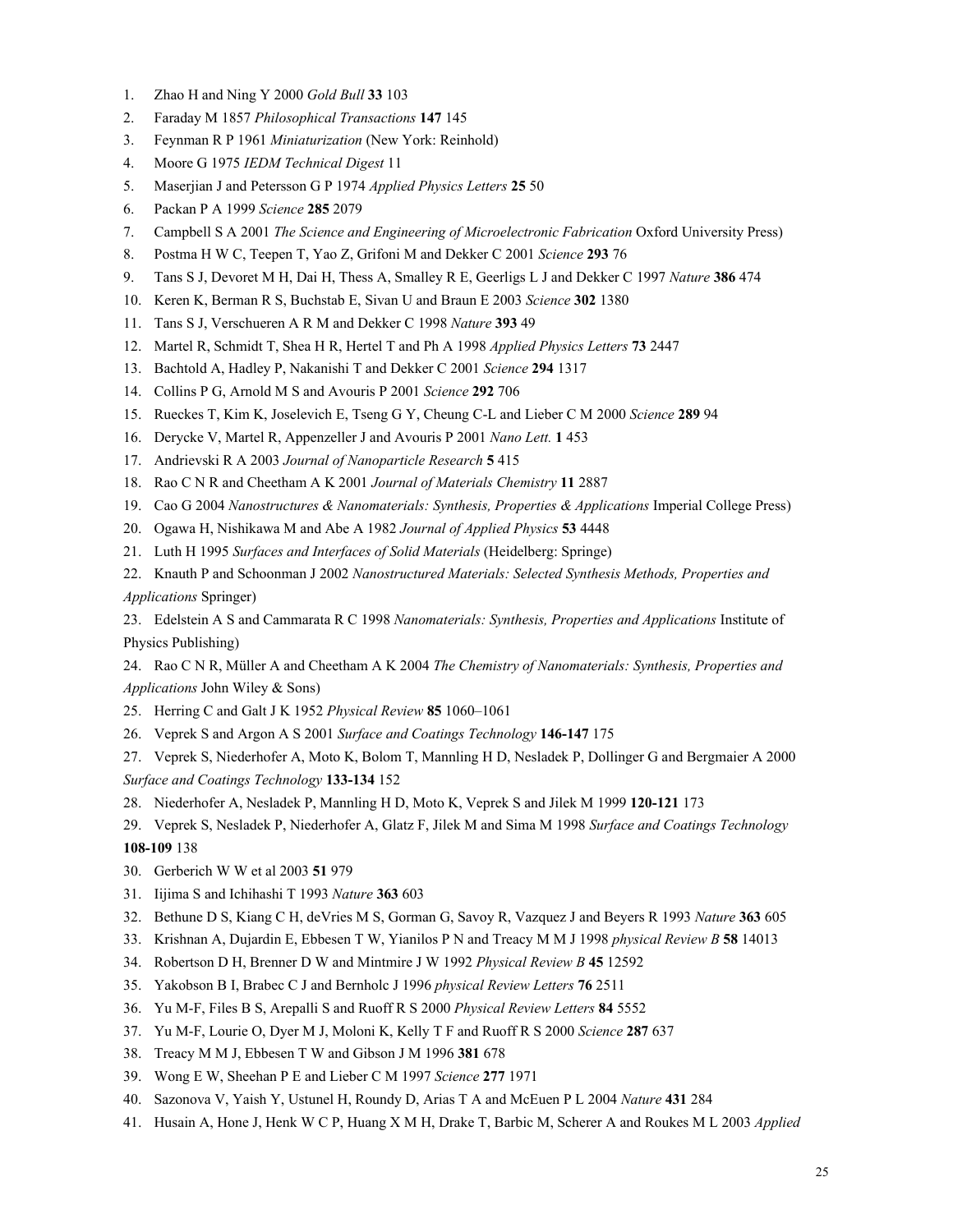1. Zhao H and Ning Y 2000 *Gold Bull* **33** 103
2. Faraday M 1857 *Philosophical Transactions* **147** 145
3. Feynman R P 1961 *Miniaturization* (New York: Reinhold)
4. Moore G 1975 *IEDM Technical Digest* 11
5. Maserjian J and Petersson G P 1974 *Applied Physics Letters* **25** 50
6. Packan P A 1999 *Science* **285** 2079
7. Campbell S A 2001 *The Science and Engineering of Microelectronic Fabrication* Oxford University Press)
8. Postma H W C, Teepen T, Yao Z, Grifoni M and Dekker C 2001 *Science* **293** 76
9. Tans S J, Devoret M H, Dai H, Thess A, Smalley R E, Geerligs L J and Dekker C 1997 *Nature* **386** 474
10. Keren K, Berman R S, Buchstab E, Sivan U and Braun E 2003 *Science* **302** 1380
11. Tans S J, Verschueren A R M and Dekker C 1998 *Nature* **393** 49
12. Martel R, Schmidt T, Shea H R, Hertel T and Ph A 1998 *Applied Physics Letters* **73** 2447
13. Bachtold A, Hadley P, Nakanishi T and Dekker C 2001 *Science* **294** 1317
14. Collins P G, Arnold M S and Avouris P 2001 *Science* **292** 706
15. Rueckes T, Kim K, Joselevich E, Tseng G Y, Cheung C-L and Lieber C M 2000 *Science* **289** 94
16. Derycke V, Martel R, Appenzeller J and Avouris P 2001 *Nano Lett.* **1** 453
17. Andrievski R A 2003 *Journal of Nanoparticle Research* **5** 415
18. Rao C N R and Cheetham A K 2001 *Journal of Materials Chemistry* **11** 2887
19. Cao G 2004 *Nanostructures & Nanomaterials: Synthesis, Properties & Applications* Imperial College Press)
20. Ogawa H, Nishikawa M and Abe A 1982 *Journal of Applied Physics* **53** 4448
21. Luth H 1995 *Surfaces and Interfaces of Solid Materials* (Heidelberg: Springe)
22. Knauth P and Schoonman J 2002 *Nanostructured Materials: Selected Synthesis Methods, Properties and Applications* Springer)
23. Edelstein A S and Cammarata R C 1998 *Nanomaterials: Synthesis, Properties and Applications* Institute of Physics Publishing)
24. Rao C N R, Müller A and Cheetham A K 2004 *The Chemistry of Nanomaterials: Synthesis, Properties and Applications* John Wiley & Sons)
25. Herring C and Galt J K 1952 *Physical Review* **85** 1060–1061
26. Veprek S and Argon A S 2001 *Surface and Coatings Technology* **146-147** 175
27. Veprek S, Niederhofer A, Moto K, Bolom T, Mannling H D, Nesladek P, Dollinger G and Bergmaier A 2000 *Surface and Coatings Technology* **133-134** 152
28. Niederhofer A, Nesladek P, Mannling H D, Moto K, Veprek S and Jilek M 1999 **120-121** 173
29. Veprek S, Nesladek P, Niederhofer A, Glatz F, Jilek M and Sima M 1998 *Surface and Coatings Technology* **108-109** 138
30. Gerberich W W et al 2003 **51** 979
31. Iijima S and Ichihashi T 1993 *Nature* **363** 603
32. Bethune D S, Kiang C H, deVries M S, Gorman G, Savoy R, Vazquez J and Beyers R 1993 *Nature* **363** 605
33. Krishnan A, Dujardin E, Ebbesen T W, Yianilos P N and Treacy M M J 1998 *physical Review B* **58** 14013
34. Robertson D H, Brenner D W and Mintmire J W 1992 *Physical Review B* **45** 12592
35. Yakobson B I, Brabec C J and Bernholc J 1996 *physical Review Letters* **76** 2511
36. Yu M-F, Files B S, Arepalli S and Ruoff R S 2000 *Physical Review Letters* **84** 5552
37. Yu M-F, Lourie O, Dyer M J, Moloni K, Kelly T F and Ruoff R S 2000 *Science* **287** 637
38. Treacy M M J, Ebbesen T W and Gibson J M 1996 **381** 678
39. Wong E W, Sheehan P E and Lieber C M 1997 *Science* **277** 1971
40. Sazonova V, Yaish Y, Ustunel H, Roundy D, Arias T A and McEuen P L 2004 *Nature* **431** 284
41. Husain A, Hone J, Henk W C P, Huang X M H, Drake T, Barbic M, Scherer A and Roukes M L 2003 *Applied*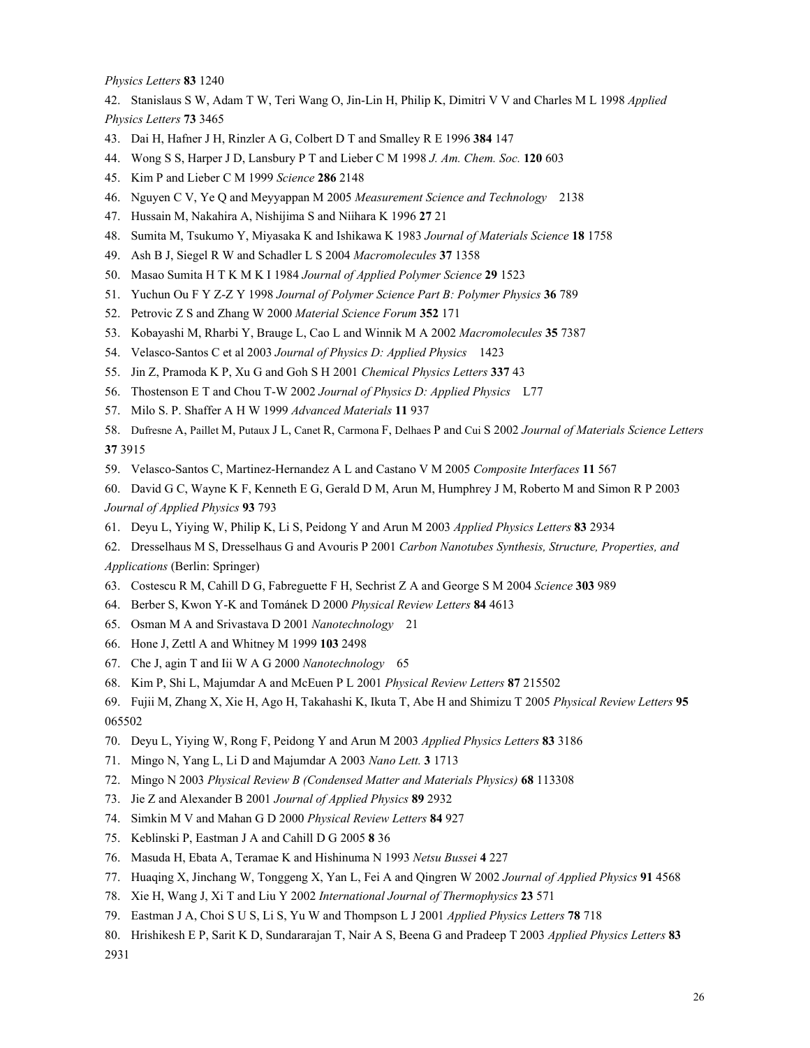*Physics Letters* **83** 1240

42. Stanislaus S W, Adam T W, Teri Wang O, Jin-Lin H, Philip K, Dimitri V V and Charles M L 1998 *Applied Physics Letters* **73** 3465
43. Dai H, Hafner J H, Rinzler A G, Colbert D T and Smalley R E 1996 **384** 147
44. Wong S S, Harper J D, Lansbury P T and Lieber C M 1998 *J. Am. Chem. Soc.* **120** 603
45. Kim P and Lieber C M 1999 *Science* **286** 2148
46. Nguyen C V, Ye Q and Meyyappan M 2005 *Measurement Science and Technology* 2138
47. Hussain M, Nakahira A, Nishijima S and Niihara K 1996 **27** 21
48. Sumita M, Tsukumo Y, Miyasaka K and Ishikawa K 1983 *Journal of Materials Science* **18** 1758
49. Ash B J, Siegel R W and Schadler L S 2004 *Macromolecules* **37** 1358
50. Masao Sumita H T K M K I 1984 *Journal of Applied Polymer Science* **29** 1523
51. Yuchun Ou F Y Z-Z Y 1998 *Journal of Polymer Science Part B: Polymer Physics* **36** 789
52. Petrovic Z S and Zhang W 2000 *Material Science Forum* **352** 171
53. Kobayashi M, Rharbi Y, Brauge L, Cao L and Winnik M A 2002 *Macromolecules* **35** 7387
54. Velasco-Santos C et al 2003 *Journal of Physics D: Applied Physics* 1423
55. Jin Z, Pramoda K P, Xu G and Goh S H 2001 *Chemical Physics Letters* **337** 43
56. Thostenson E T and Chou T-W 2002 *Journal of Physics D: Applied Physics* L77
57. Milo S. P. Shaffer A H W 1999 *Advanced Materials* **11** 937
58. Dufresne A, Paillet M, Putaux J L, Canet R, Carmona F, Delhaes P and Cui S 2002 *Journal of Materials Science Letters* **37** 3915
59. Velasco-Santos C, Martinez-Hernandez A L and Castano V M 2005 *Composite Interfaces* **11** 567
60. David G C, Wayne K F, Kenneth E G, Gerald D M, Arun M, Humphrey J M, Roberto M and Simon R P 2003 *Journal of Applied Physics* **93** 793
61. Deyu L, Yiying W, Philip K, Li S, Peidong Y and Arun M 2003 *Applied Physics Letters* **83** 2934
62. Dresselhaus M S, Dresselhaus G and Avouris P 2001 *Carbon Nanotubes Synthesis, Structure, Properties, and Applications* (Berlin: Springer)
63. Costescu R M, Cahill D G, Fabreguette F H, Sechrist Z A and George S M 2004 *Science* **303** 989
64. Berber S, Kwon Y-K and Tománek D 2000 *Physical Review Letters* **84** 4613
65. Osman M A and Srivastava D 2001 *Nanotechnology* 21
66. Hone J, Zettl A and Whitney M 1999 **103** 2498
67. Che J, agin T and Iii W A G 2000 *Nanotechnology* 65
68. Kim P, Shi L, Majumdar A and McEuen P L 2001 *Physical Review Letters* **87** 215502
69. Fujii M, Zhang X, Xie H, Ago H, Takahashi K, Ikuta T, Abe H and Shimizu T 2005 *Physical Review Letters* **95** 065502
70. Deyu L, Yiying W, Rong F, Peidong Y and Arun M 2003 *Applied Physics Letters* **83** 3186
71. Mingo N, Yang L, Li D and Majumdar A 2003 *Nano Lett.* **3** 1713
72. Mingo N 2003 *Physical Review B (Condensed Matter and Materials Physics)* **68** 113308
73. Jie Z and Alexander B 2001 *Journal of Applied Physics* **89** 2932
74. Simkin M V and Mahan G D 2000 *Physical Review Letters* **84** 927
75. Keblinski P, Eastman J A and Cahill D G 2005 **8** 36
76. Masuda H, Ebata A, Teramae K and Hishinuma N 1993 *Netsu Bussei* **4** 227
77. Huaqing X, Jinchang W, Tonggeng X, Yan L, Fei A and Qingren W 2002 *Journal of Applied Physics* **91** 4568
78. Xie H, Wang J, Xi T and Liu Y 2002 *International Journal of Thermophysics* **23** 571
79. Eastman J A, Choi S U S, Li S, Yu W and Thompson L J 2001 *Applied Physics Letters* **78** 718
80. Hrishikesh E P, Sarit K D, Sundararajan T, Nair A S, Beena G and Pradeep T 2003 *Applied Physics Letters* **83** 2931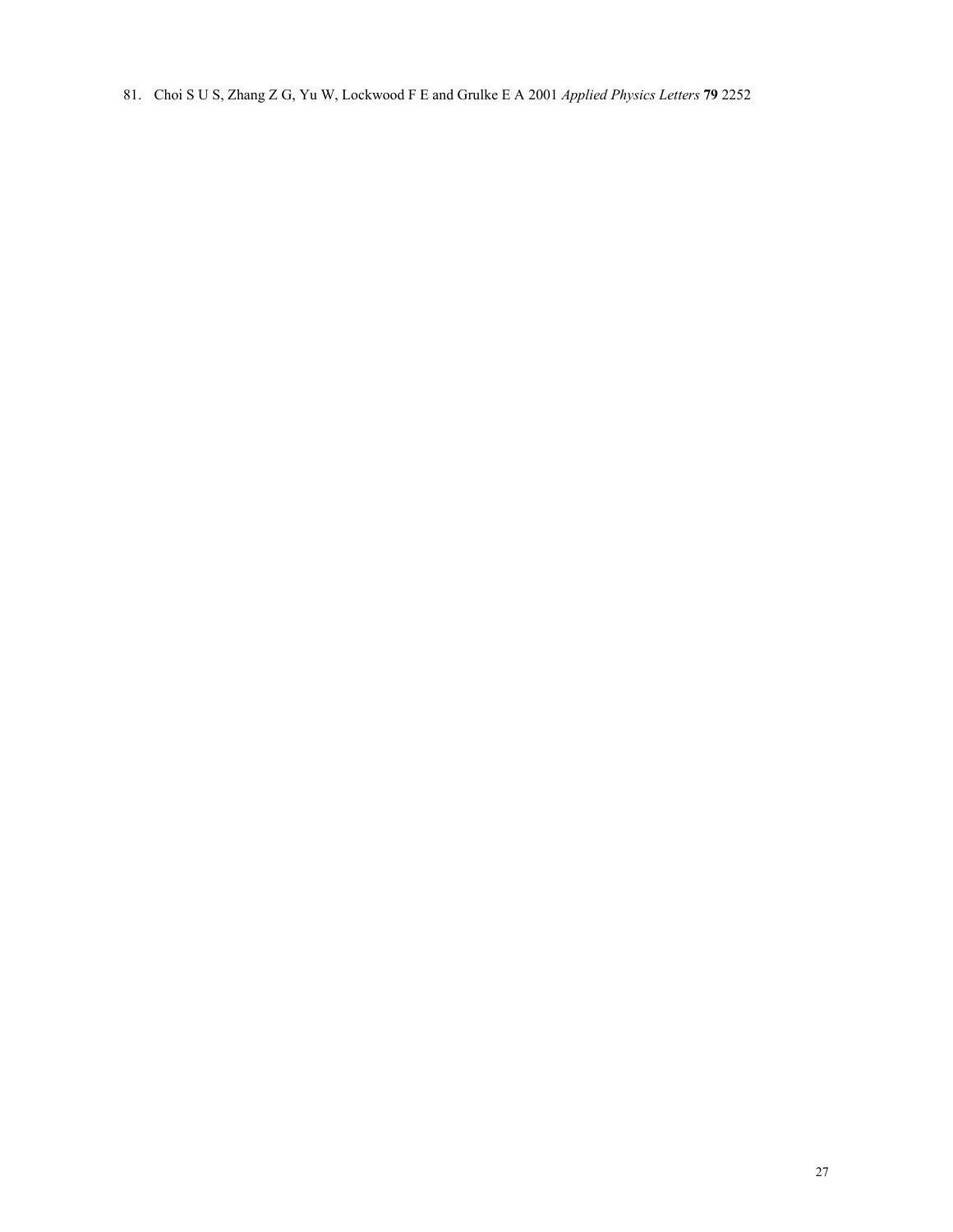81. Choi S U S, Zhang Z G, Yu W, Lockwood F E and Grulke E A 2001 *Applied Physics Letters* **79** 2252